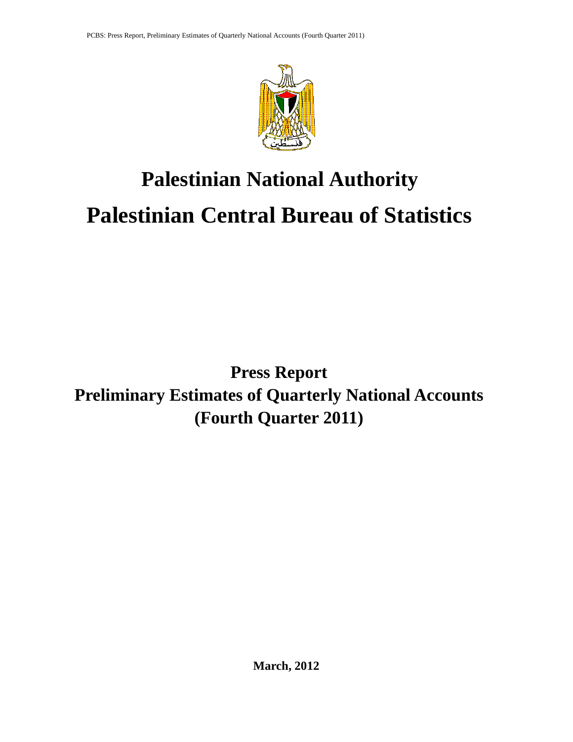# Palestinian National Authority

# Palestinian Central Bureau of Statistics

## Press Report
## Preliminary Estimates of Quarterly National Accounts
## (Fourth Quarter 2011)

**March, 2012**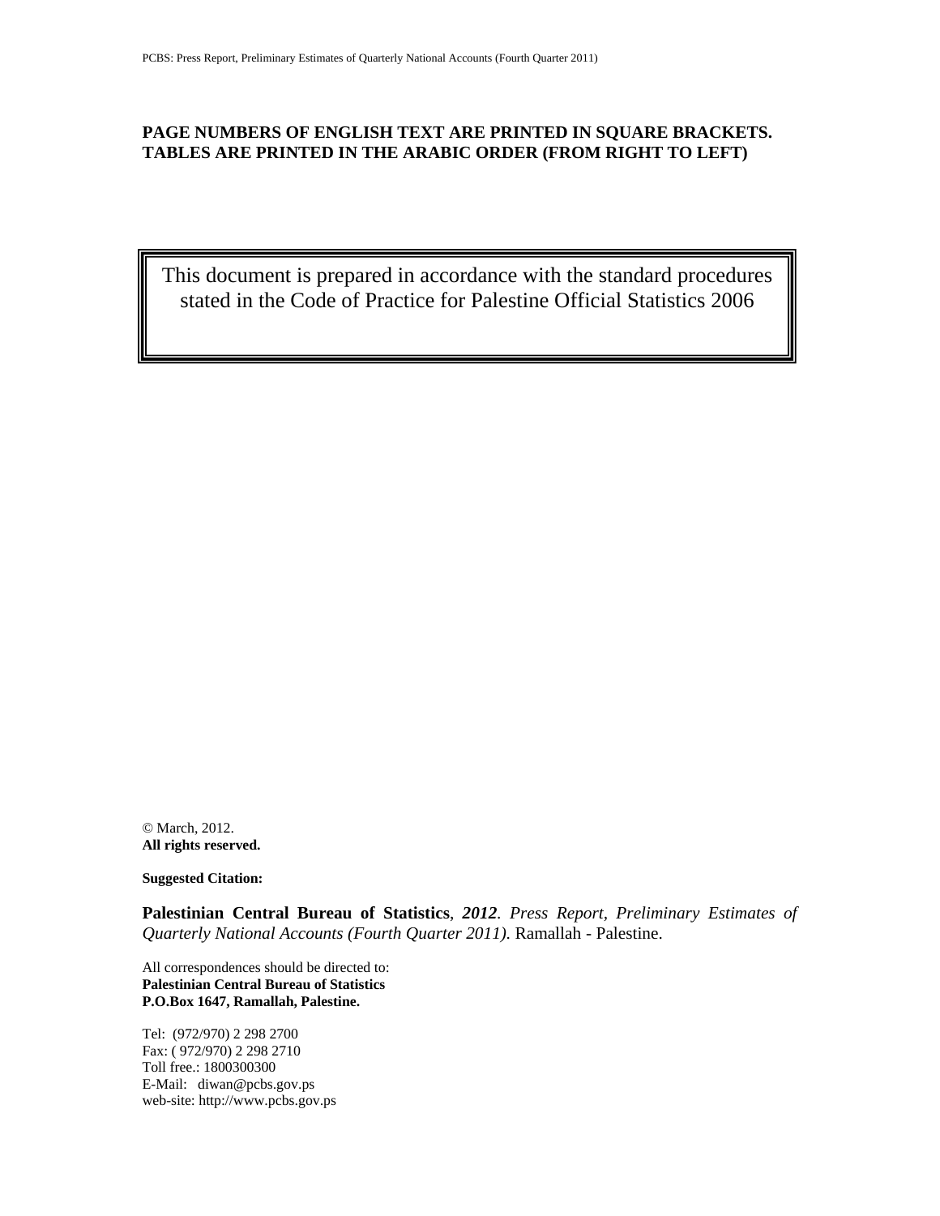**PAGE NUMBERS OF ENGLISH TEXT ARE PRINTED IN SQUARE BRACKETS.**
**TABLES ARE PRINTED IN THE ARABIC ORDER (FROM RIGHT TO LEFT)**

This document is prepared in accordance with the standard procedures stated in the Code of Practice for Palestine Official Statistics 2006

© March, 2012.
**All rights reserved.**

**Suggested Citation:**

**Palestinian Central Bureau of Statistics**, ***2012***. *Press Report, Preliminary Estimates of Quarterly National Accounts (Fourth Quarter 2011).* Ramallah - Palestine.

All correspondences should be directed to:
**Palestinian Central Bureau of Statistics**
**P.O.Box 1647, Ramallah, Palestine.**

Tel: (972/970) 2 298 2700
Fax: ( 972/970) 2 298 2710
Toll free.: 1800300300
E-Mail: diwan@pcbs.gov.ps
web-site: http://www.pcbs.gov.ps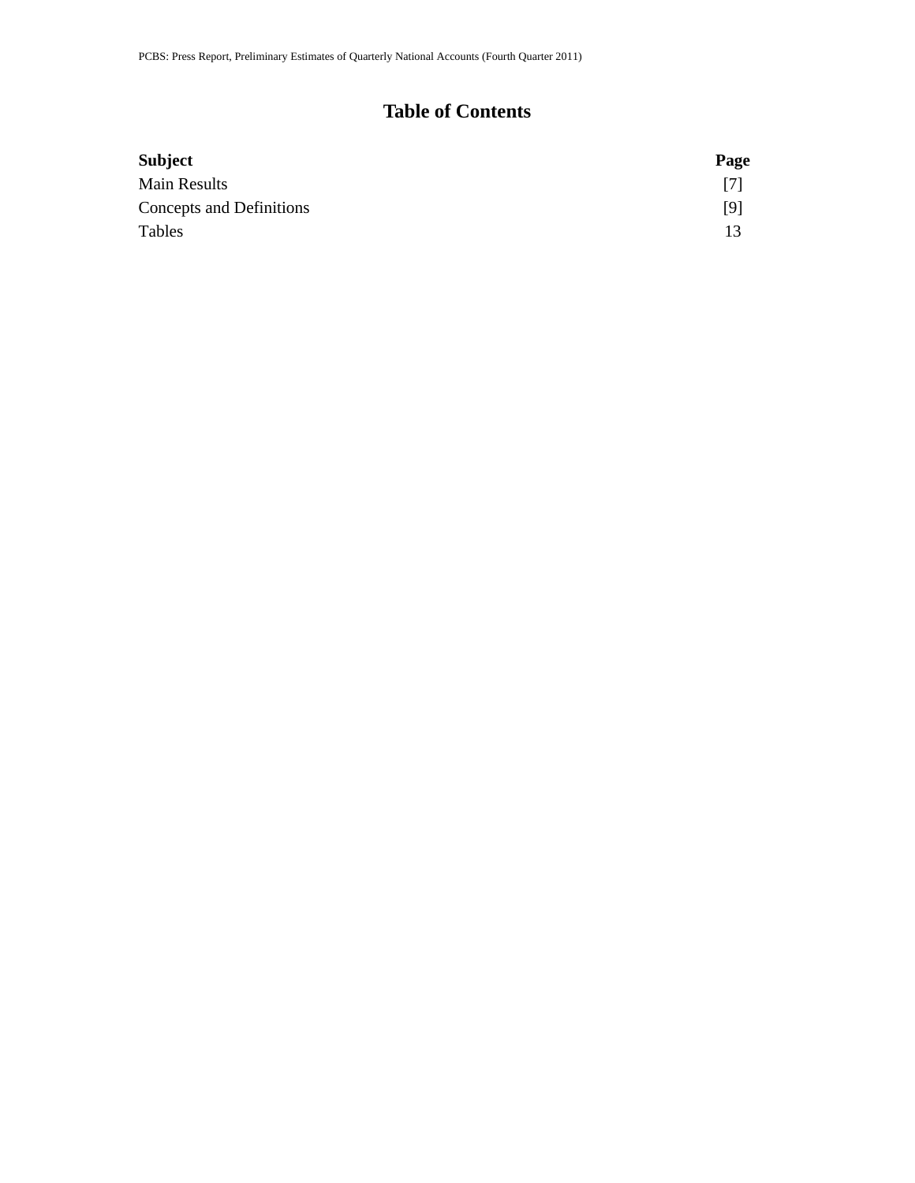# Table of Contents

| Subject | Page |
|---|---|
| Main Results | [7] |
| Concepts and Definitions | [9] |
| Tables | 13 |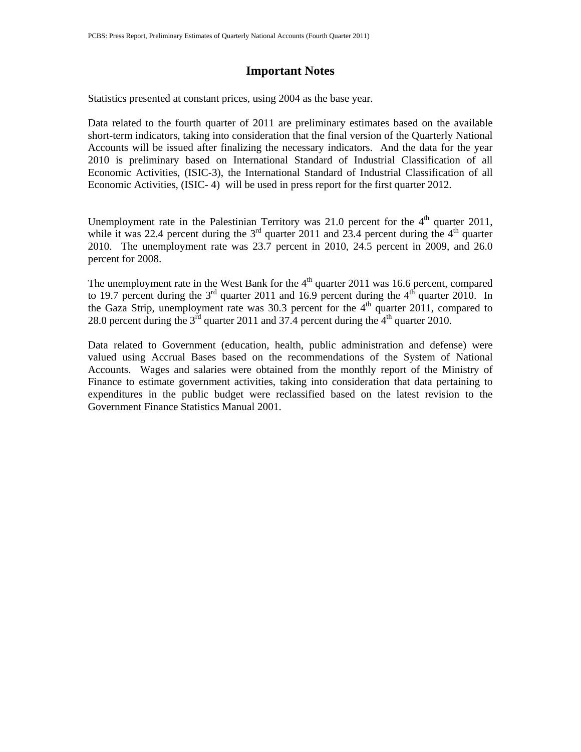# Important Notes

Statistics presented at constant prices, using 2004 as the base year.

Data related to the fourth quarter of 2011 are preliminary estimates based on the available short-term indicators, taking into consideration that the final version of the Quarterly National Accounts will be issued after finalizing the necessary indicators. And the data for the year 2010 is preliminary based on International Standard of Industrial Classification of all Economic Activities, (ISIC-3), the International Standard of Industrial Classification of all Economic Activities, (ISIC- 4) will be used in press report for the first quarter 2012.

Unemployment rate in the Palestinian Territory was 21.0 percent for the 4th quarter 2011, while it was 22.4 percent during the 3rd quarter 2011 and 23.4 percent during the 4th quarter 2010. The unemployment rate was 23.7 percent in 2010, 24.5 percent in 2009, and 26.0 percent for 2008.

The unemployment rate in the West Bank for the 4th quarter 2011 was 16.6 percent, compared to 19.7 percent during the 3rd quarter 2011 and 16.9 percent during the 4th quarter 2010. In the Gaza Strip, unemployment rate was 30.3 percent for the 4th quarter 2011, compared to 28.0 percent during the 3rd quarter 2011 and 37.4 percent during the 4th quarter 2010.

Data related to Government (education, health, public administration and defense) were valued using Accrual Bases based on the recommendations of the System of National Accounts. Wages and salaries were obtained from the monthly report of the Ministry of Finance to estimate government activities, taking into consideration that data pertaining to expenditures in the public budget were reclassified based on the latest revision to the Government Finance Statistics Manual 2001.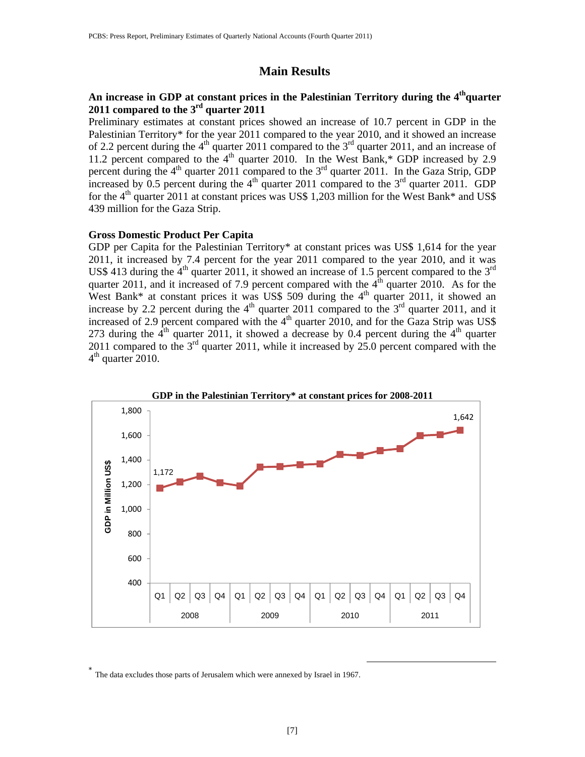# Main Results

### An increase in GDP at constant prices in the Palestinian Territory during the 4th quarter 2011 compared to the 3rd quarter 2011

Preliminary estimates at constant prices showed an increase of 10.7 percent in GDP in the Palestinian Territory* for the year 2011 compared to the year 2010, and it showed an increase of 2.2 percent during the 4th quarter 2011 compared to the 3rd quarter 2011, and an increase of 11.2 percent compared to the 4th quarter 2010. In the West Bank,* GDP increased by 2.9 percent during the 4th quarter 2011 compared to the 3rd quarter 2011. In the Gaza Strip, GDP increased by 0.5 percent during the 4th quarter 2011 compared to the 3rd quarter 2011. GDP for the 4th quarter 2011 at constant prices was US$ 1,203 million for the West Bank* and US$ 439 million for the Gaza Strip.

### Gross Domestic Product Per Capita

GDP per Capita for the Palestinian Territory* at constant prices was US$ 1,614 for the year 2011, it increased by 7.4 percent for the year 2011 compared to the year 2010, and it was US$ 413 during the 4th quarter 2011, it showed an increase of 1.5 percent compared to the 3rd quarter 2011, and it increased of 7.9 percent compared with the 4th quarter 2010. As for the West Bank* at constant prices it was US$ 509 during the 4th quarter 2011, it showed an increase by 2.2 percent during the 4th quarter 2011 compared to the 3rd quarter 2011, and it increased of 2.9 percent compared with the 4th quarter 2010, and for the Gaza Strip was US$ 273 during the 4th quarter 2011, it showed a decrease by 0.4 percent during the 4th quarter 2011 compared to the 3rd quarter 2011, while it increased by 25.0 percent compared with the 4th quarter 2010.

**GDP in the Palestinian Territory* at constant prices for 2008-2011**

GDP in Million US$ — Q1 2008: 1,172; Q4 2011: 1,642

---

* The data excludes those parts of Jerusalem which were annexed by Israel in 1967.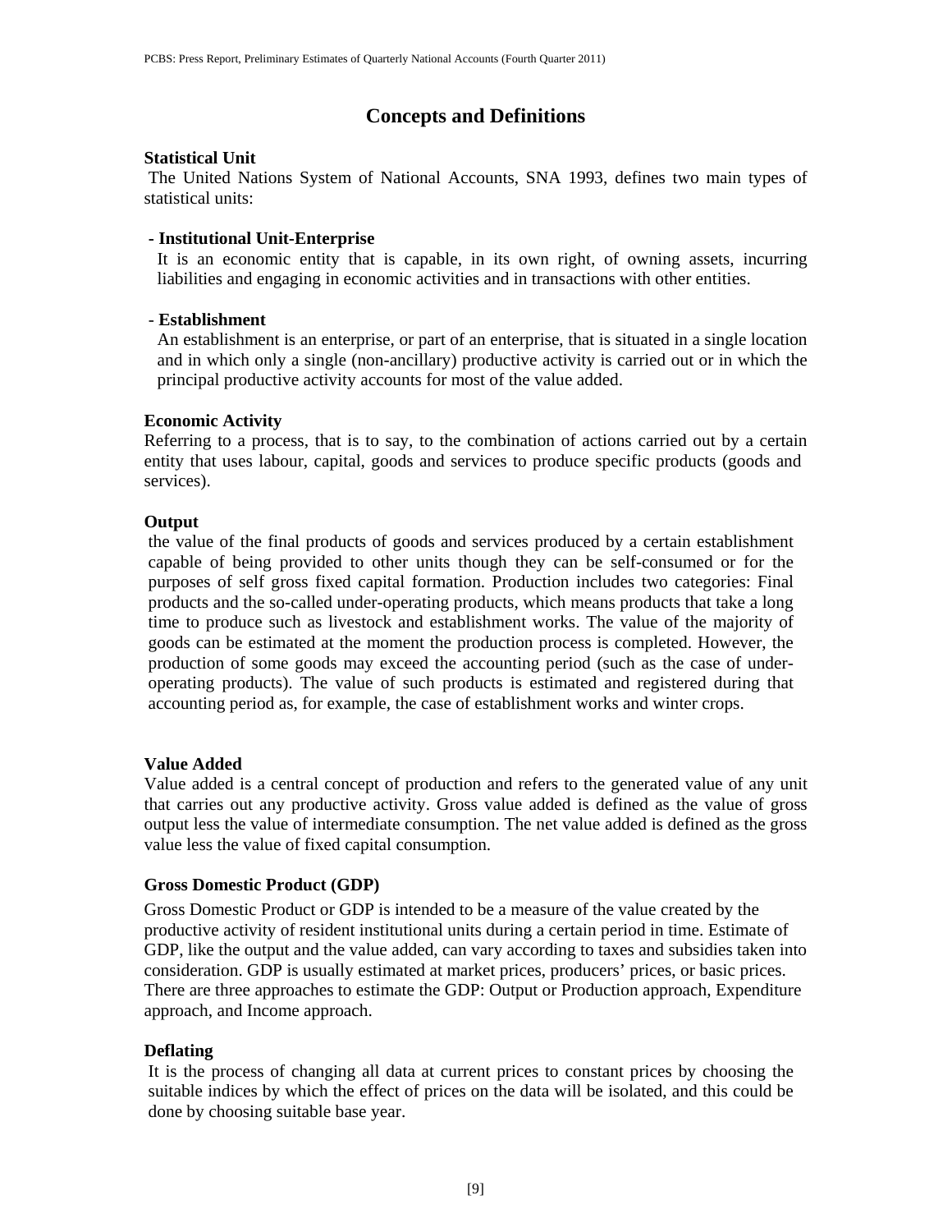# Concepts and Definitions

**Statistical Unit**

The United Nations System of National Accounts, SNA 1993, defines two main types of statistical units:

- **Institutional Unit-Enterprise**

  It is an economic entity that is capable, in its own right, of owning assets, incurring liabilities and engaging in economic activities and in transactions with other entities.

- **Establishment**

  An establishment is an enterprise, or part of an enterprise, that is situated in a single location and in which only a single (non-ancillary) productive activity is carried out or in which the principal productive activity accounts for most of the value added.

**Economic Activity**

Referring to a process, that is to say, to the combination of actions carried out by a certain entity that uses labour, capital, goods and services to produce specific products (goods and services).

**Output**

the value of the final products of goods and services produced by a certain establishment capable of being provided to other units though they can be self-consumed or for the purposes of self gross fixed capital formation. Production includes two categories: Final products and the so-called under-operating products, which means products that take a long time to produce such as livestock and establishment works. The value of the majority of goods can be estimated at the moment the production process is completed. However, the production of some goods may exceed the accounting period (such as the case of under-operating products). The value of such products is estimated and registered during that accounting period as, for example, the case of establishment works and winter crops.

**Value Added**

Value added is a central concept of production and refers to the generated value of any unit that carries out any productive activity. Gross value added is defined as the value of gross output less the value of intermediate consumption. The net value added is defined as the gross value less the value of fixed capital consumption.

**Gross Domestic Product (GDP)**

Gross Domestic Product or GDP is intended to be a measure of the value created by the productive activity of resident institutional units during a certain period in time. Estimate of GDP, like the output and the value added, can vary according to taxes and subsidies taken into consideration. GDP is usually estimated at market prices, producers' prices, or basic prices. There are three approaches to estimate the GDP: Output or Production approach, Expenditure approach, and Income approach.

**Deflating**

It is the process of changing all data at current prices to constant prices by choosing the suitable indices by which the effect of prices on the data will be isolated, and this could be done by choosing suitable base year.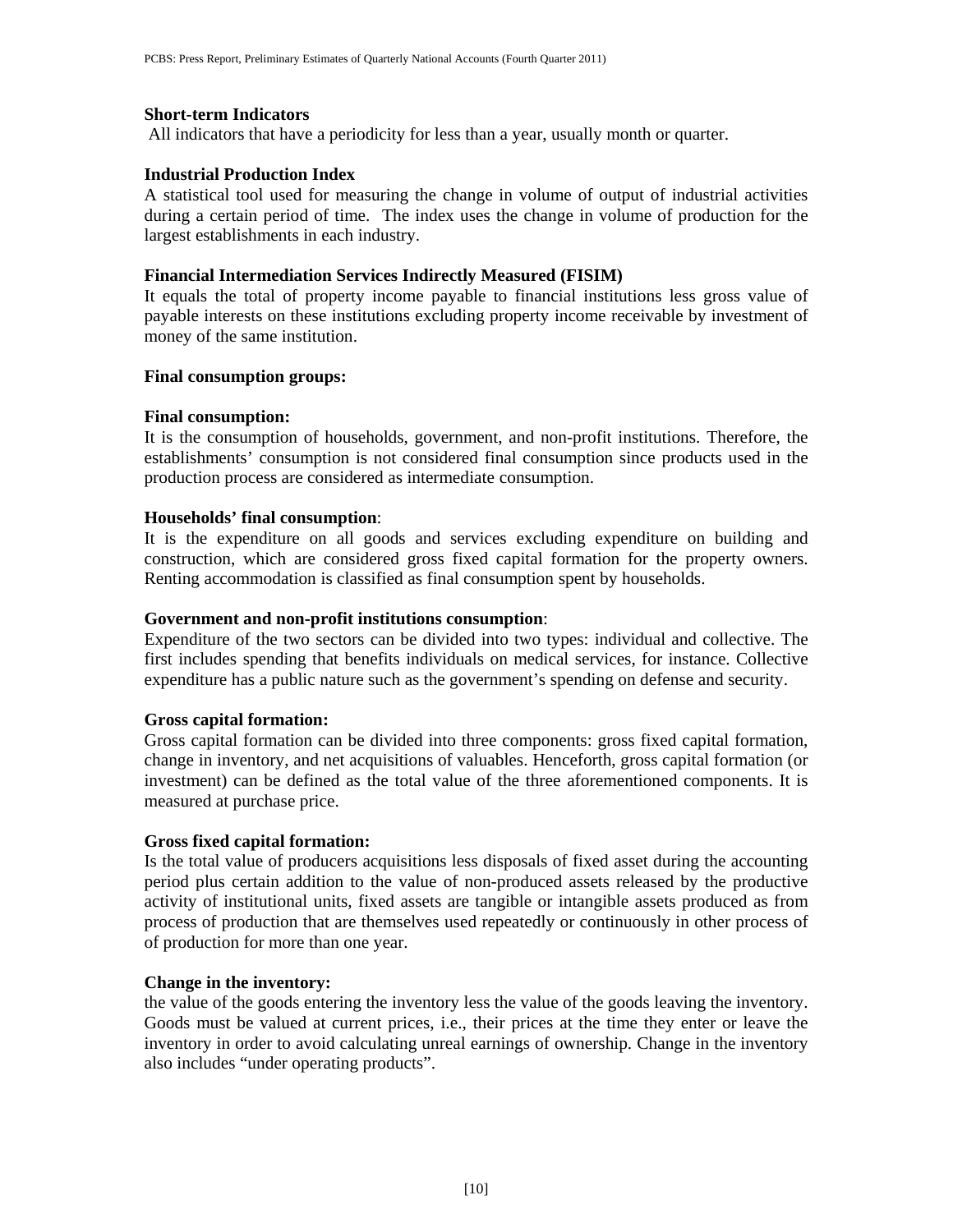**Short-term Indicators**

All indicators that have a periodicity for less than a year, usually month or quarter.

**Industrial Production Index**

A statistical tool used for measuring the change in volume of output of industrial activities during a certain period of time. The index uses the change in volume of production for the largest establishments in each industry.

**Financial Intermediation Services Indirectly Measured (FISIM)**

It equals the total of property income payable to financial institutions less gross value of payable interests on these institutions excluding property income receivable by investment of money of the same institution.

**Final consumption groups:**

**Final consumption:**

It is the consumption of households, government, and non-profit institutions. Therefore, the establishments' consumption is not considered final consumption since products used in the production process are considered as intermediate consumption.

**Households' final consumption**:

It is the expenditure on all goods and services excluding expenditure on building and construction, which are considered gross fixed capital formation for the property owners. Renting accommodation is classified as final consumption spent by households.

**Government and non-profit institutions consumption**:

Expenditure of the two sectors can be divided into two types: individual and collective. The first includes spending that benefits individuals on medical services, for instance. Collective expenditure has a public nature such as the government's spending on defense and security.

**Gross capital formation:**

Gross capital formation can be divided into three components: gross fixed capital formation, change in inventory, and net acquisitions of valuables. Henceforth, gross capital formation (or investment) can be defined as the total value of the three aforementioned components. It is measured at purchase price.

**Gross fixed capital formation:**

Is the total value of producers acquisitions less disposals of fixed asset during the accounting period plus certain addition to the value of non-produced assets released by the productive activity of institutional units, fixed assets are tangible or intangible assets produced as from process of production that are themselves used repeatedly or continuously in other process of of production for more than one year.

**Change in the inventory:**

the value of the goods entering the inventory less the value of the goods leaving the inventory. Goods must be valued at current prices, i.e., their prices at the time they enter or leave the inventory in order to avoid calculating unreal earnings of ownership. Change in the inventory also includes "under operating products".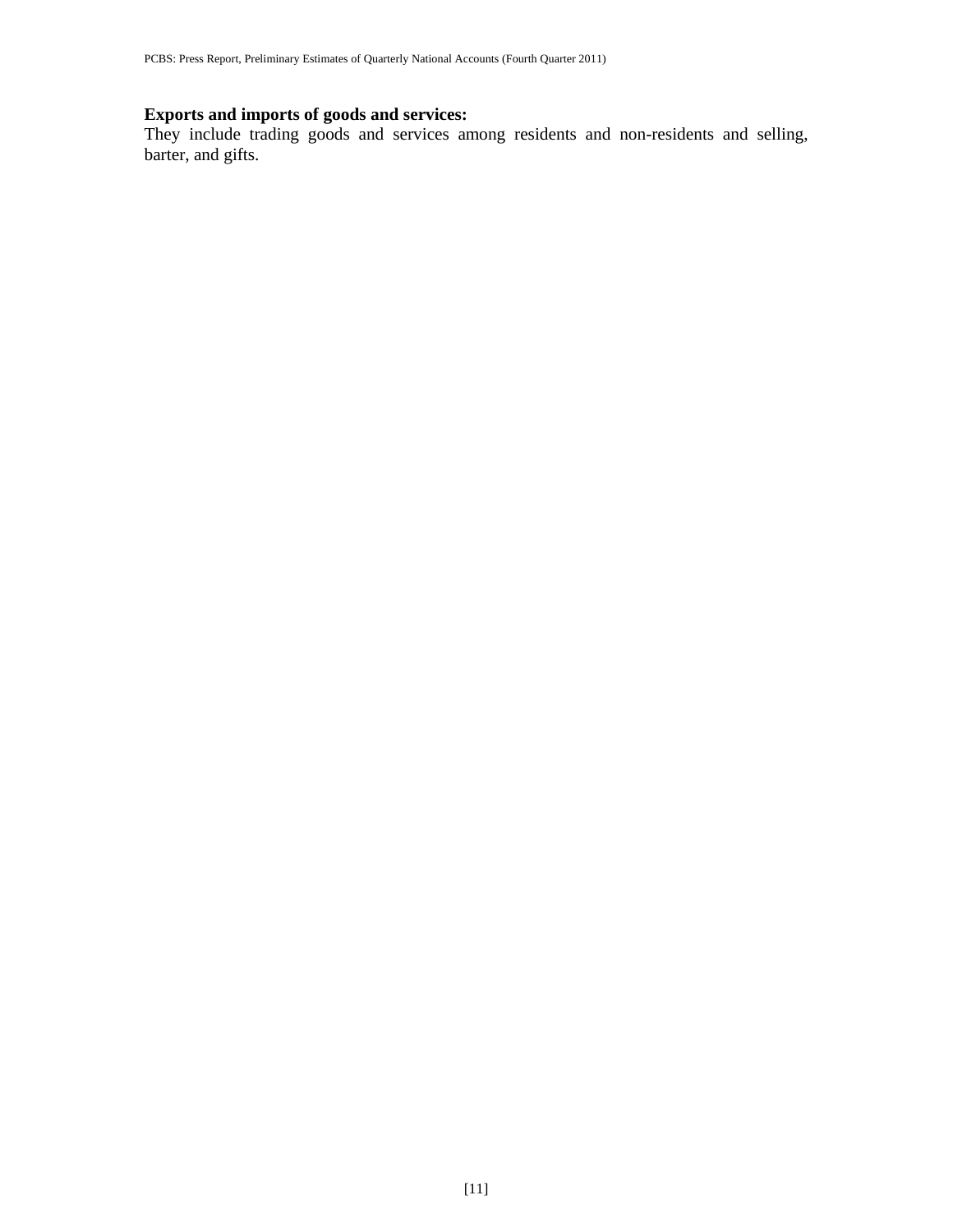**Exports and imports of goods and services:**
They include trading goods and services among residents and non-residents and selling, barter, and gifts.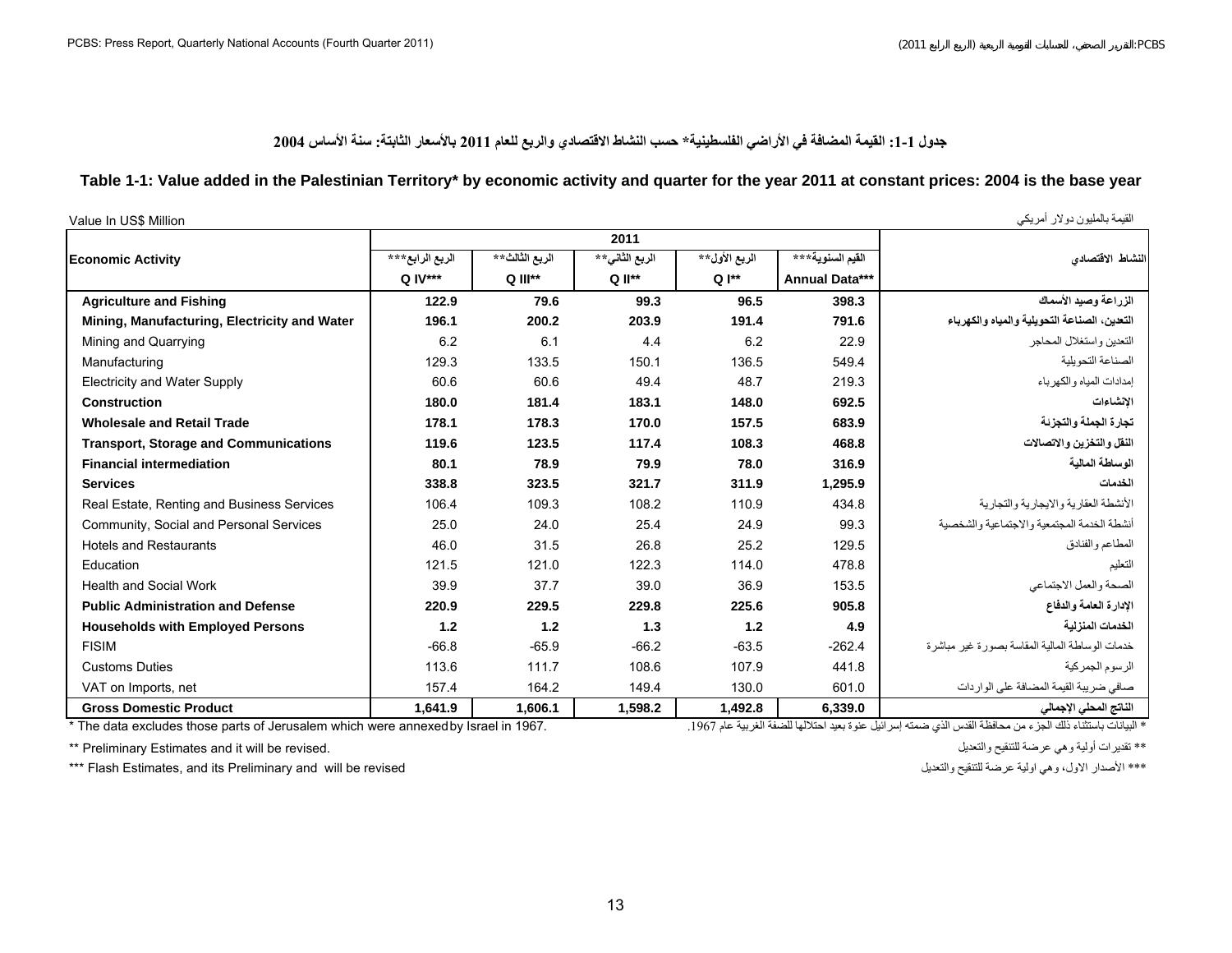### جدول 1-1: القيمة المضافة في الأراضي الفلسطينية* حسب النشاط الاقتصادي والربع للعام 2011 بالأسعار الثابتة: سنة الأساس 2004

### Table 1-1: Value added in the Palestinian Territory* by economic activity and quarter for the year 2011 at constant prices: 2004 is the base year

Value In US$ Million — القيمة بالمليون دولار أمريكي

| Economic Activity | 2011 | | | | | النشاط الاقتصادي |
|---|---|---|---|---|---|---|
| | الربع الرابع*** Q IV*** | الربع الثالث** Q III** | الربع الثاني** Q II** | الربع الأول** Q I** | القيم السنوية*** Annual Data*** | |
| **Agriculture and Fishing** | **122.9** | **79.6** | **99.3** | **96.5** | **398.3** | **الزراعة وصيد الأسماك** |
| **Mining, Manufacturing, Electricity and Water** | **196.1** | **200.2** | **203.9** | **191.4** | **791.6** | **التعدين، الصناعة التحويلية والمياه والكهرباء** |
| Mining and Quarrying | 6.2 | 6.1 | 4.4 | 6.2 | 22.9 | التعدين واستغلال المحاجر |
| Manufacturing | 129.3 | 133.5 | 150.1 | 136.5 | 549.4 | الصناعة التحويلية |
| Electricity and Water Supply | 60.6 | 60.6 | 49.4 | 48.7 | 219.3 | إمدادات المياه والكهرباء |
| **Construction** | **180.0** | **181.4** | **183.1** | **148.0** | **692.5** | **الإنشاءات** |
| **Wholesale and Retail Trade** | **178.1** | **178.3** | **170.0** | **157.5** | **683.9** | **تجارة الجملة والتجزئة** |
| **Transport, Storage and Communications** | **119.6** | **123.5** | **117.4** | **108.3** | **468.8** | **النقل والتخزين والاتصالات** |
| **Financial intermediation** | **80.1** | **78.9** | **79.9** | **78.0** | **316.9** | **الوساطة المالية** |
| **Services** | **338.8** | **323.5** | **321.7** | **311.9** | **1,295.9** | **الخدمات** |
| Real Estate, Renting and Business Services | 106.4 | 109.3 | 108.2 | 110.9 | 434.8 | الأنشطة العقارية والايجارية والتجارية |
| Community, Social and Personal Services | 25.0 | 24.0 | 25.4 | 24.9 | 99.3 | أنشطة الخدمة المجتمعية والاجتماعية والشخصية |
| Hotels and Restaurants | 46.0 | 31.5 | 26.8 | 25.2 | 129.5 | المطاعم والفنادق |
| Education | 121.5 | 121.0 | 122.3 | 114.0 | 478.8 | التعليم |
| Health and Social Work | 39.9 | 37.7 | 39.0 | 36.9 | 153.5 | الصحة والعمل الاجتماعي |
| **Public Administration and Defense** | **220.9** | **229.5** | **229.8** | **225.6** | **905.8** | **الإدارة العامة والدفاع** |
| **Households with Employed Persons** | **1.2** | **1.2** | **1.3** | **1.2** | **4.9** | **الخدمات المنزلية** |
| FISIM | -66.8 | -65.9 | -66.2 | -63.5 | -262.4 | خدمات الوساطة المالية المقاسة بصورة غير مباشرة |
| Customs Duties | 113.6 | 111.7 | 108.6 | 107.9 | 441.8 | الرسوم الجمركية |
| VAT on Imports, net | 157.4 | 164.2 | 149.4 | 130.0 | 601.0 | صافي ضريبة القيمة المضافة على الواردات |
| **Gross Domestic Product** | **1,641.9** | **1,606.1** | **1,598.2** | **1,492.8** | **6,339.0** | **الناتج المحلي الإجمالي** |

* The data excludes those parts of Jerusalem which were annexed by Israel in 1967.

* البيانات باستثناء ذلك الجزء من محافظة القدس الذي ضمته إسرائيل عنوة بعيد احتلالها للضفة الغربية عام 1967.

** Preliminary Estimates and it will be revised.

** تقديرات أولية وهي عرضة للتنقيح والتعديل

*** Flash Estimates, and its Preliminary and will be revised

*** الأصدار الاول، وهي اولية عرضة للتنقيح والتعديل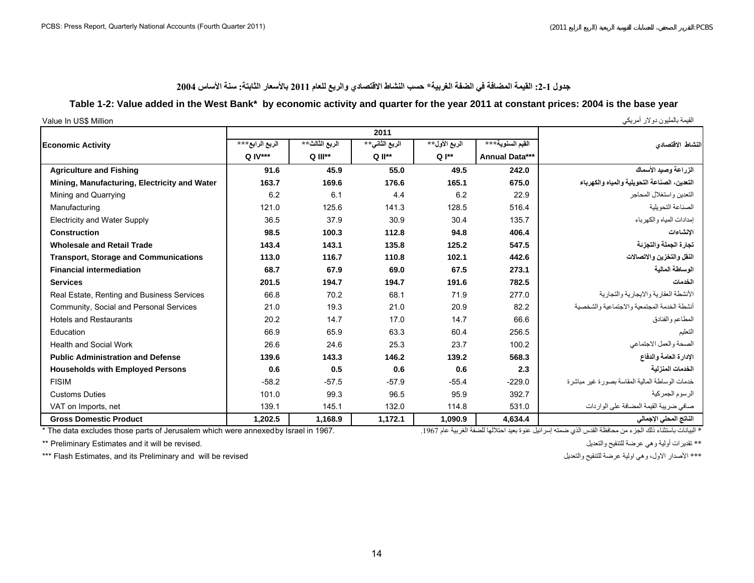## جدول 1-2: القيمة المضافة في الضفة الغربية* حسب النشاط الاقتصادي والربع للعام 2011 بالأسعار الثابتة: سنة الأساس 2004

## Table 1-2: Value added in the West Bank* by economic activity and quarter for the year 2011 at constant prices: 2004 is the base year

Value In US$ Million — القيمة بالمليون دولار أمريكي

| Economic Activity | 2011 | | | | | النشاط الاقتصادي |
|---|---|---|---|---|---|---|
| | الربع الرابع*** Q IV*** | الربع الثالث** Q III** | الربع الثاني** Q II** | الربع الأول** Q I** | القيم السنوية*** Annual Data*** | |
| **Agriculture and Fishing** | **91.6** | **45.9** | **55.0** | **49.5** | **242.0** | **الزراعة وصيد الأسماك** |
| **Mining, Manufacturing, Electricity and Water** | **163.7** | **169.6** | **176.6** | **165.1** | **675.0** | **التعدين، الصناعة التحويلية والمياه والكهرباء** |
| Mining and Quarrying | 6.2 | 6.1 | 4.4 | 6.2 | 22.9 | التعدين واستغلال المحاجر |
| Manufacturing | 121.0 | 125.6 | 141.3 | 128.5 | 516.4 | الصناعة التحويلية |
| Electricity and Water Supply | 36.5 | 37.9 | 30.9 | 30.4 | 135.7 | إمدادات المياه والكهرباء |
| **Construction** | **98.5** | **100.3** | **112.8** | **94.8** | **406.4** | **الإنشاءات** |
| **Wholesale and Retail Trade** | **143.4** | **143.1** | **135.8** | **125.2** | **547.5** | **تجارة الجملة والتجزئة** |
| **Transport, Storage and Communications** | **113.0** | **116.7** | **110.8** | **102.1** | **442.6** | **النقل والتخزين والاتصالات** |
| **Financial intermediation** | **68.7** | **67.9** | **69.0** | **67.5** | **273.1** | **الوساطة المالية** |
| **Services** | **201.5** | **194.7** | **194.7** | **191.6** | **782.5** | **الخدمات** |
| Real Estate, Renting and Business Services | 66.8 | 70.2 | 68.1 | 71.9 | 277.0 | الأنشطة العقارية والايجارية والتجارية |
| Community, Social and Personal Services | 21.0 | 19.3 | 21.0 | 20.9 | 82.2 | أنشطة الخدمة المجتمعية والاجتماعية والشخصية |
| Hotels and Restaurants | 20.2 | 14.7 | 17.0 | 14.7 | 66.6 | المطاعم والفنادق |
| Education | 66.9 | 65.9 | 63.3 | 60.4 | 256.5 | التعليم |
| Health and Social Work | 26.6 | 24.6 | 25.3 | 23.7 | 100.2 | الصحة والعمل الاجتماعي |
| **Public Administration and Defense** | **139.6** | **143.3** | **146.2** | **139.2** | **568.3** | **الإدارة العامة والدفاع** |
| **Households with Employed Persons** | **0.6** | **0.5** | **0.6** | **0.6** | **2.3** | **الخدمات المنزلية** |
| FISIM | -58.2 | -57.5 | -57.9 | -55.4 | -229.0 | خدمات الوساطة المالية المقاسة بصورة غير مباشرة |
| Customs Duties | 101.0 | 99.3 | 96.5 | 95.9 | 392.7 | الرسوم الجمركية |
| VAT on Imports, net | 139.1 | 145.1 | 132.0 | 114.8 | 531.0 | صافي ضريبة القيمة المضافة على الواردات |
| **Gross Domestic Product** | **1,202.5** | **1,168.9** | **1,172.1** | **1,090.9** | **4,634.4** | **الناتج المحلي الإجمالي** |

* The data excludes those parts of Jerusalem which were annexed by Israel in 1967.

* البيانات باستثناء ذلك الجزء من محافظة القدس الذي ضمته إسرائيل عنوة بعيد احتلالها للضفة الغربية عام 1967.

** Preliminary Estimates and it will be revised.

** تقديرات أولية وهي عرضة للتنقيح والتعديل

*** Flash Estimates, and its Preliminary and will be revised

*** الأصدار الاول، وهي اولية عرضة للتنقيح والتعديل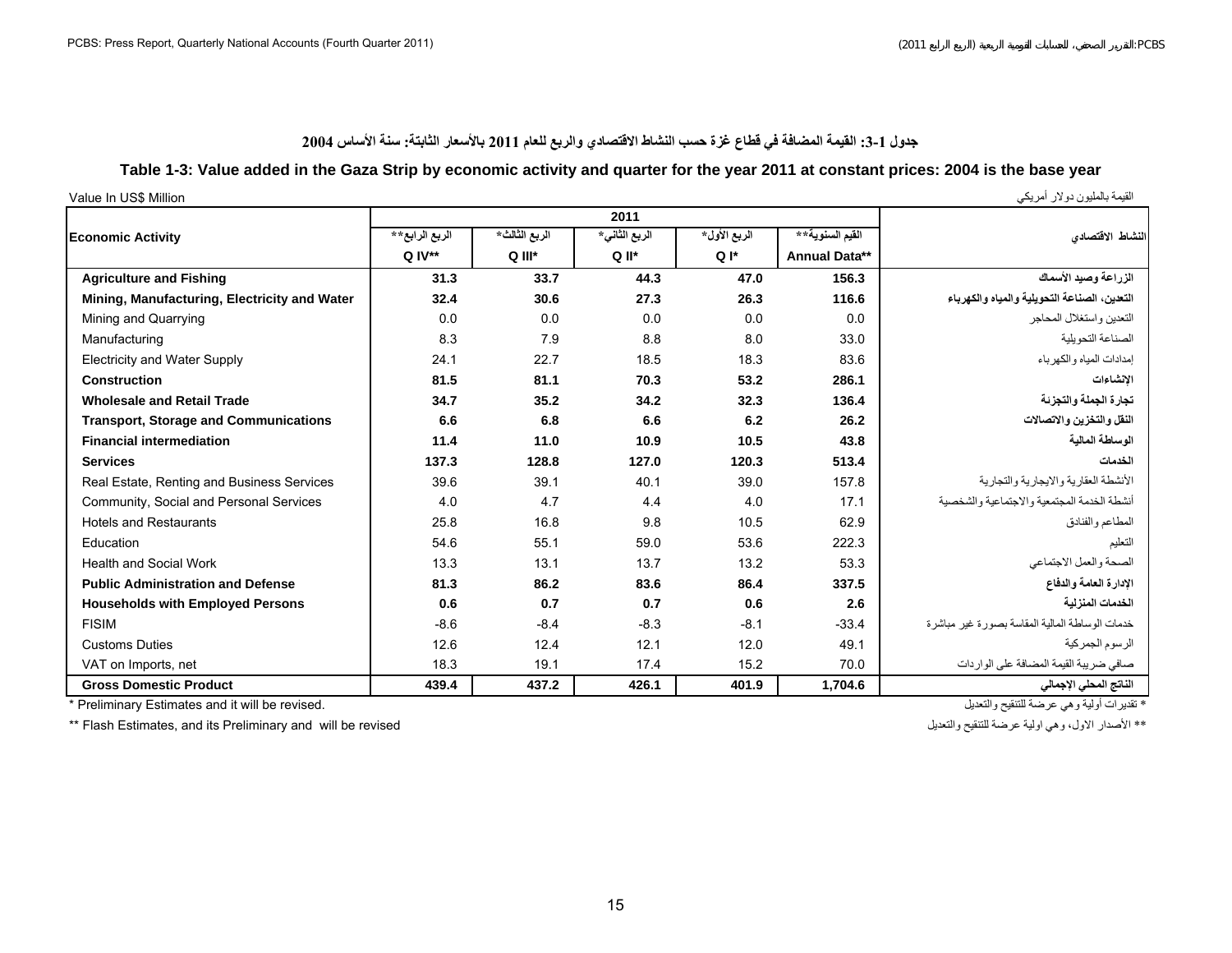## جدول 1-3: القيمة المضافة في قطاع غزة حسب النشاط الاقتصادي والربع للعام 2011 بالأسعار الثابتة: سنة الأساس 2004

## Table 1-3: Value added in the Gaza Strip by economic activity and quarter for the year 2011 at constant prices: 2004 is the base year

Value In US$ Million — القيمة بالمليون دولار أمريكي

| Economic Activity | 2011 الربع الرابع** Q IV** | الربع الثالث* Q III* | الربع الثاني* Q II* | الربع الأول* Q I* | القيم السنوية** Annual Data** | النشاط الاقتصادي |
|---|---|---|---|---|---|---|
| **Agriculture and Fishing** | **31.3** | **33.7** | **44.3** | **47.0** | **156.3** | **الزراعة وصيد الأسماك** |
| **Mining, Manufacturing, Electricity and Water** | **32.4** | **30.6** | **27.3** | **26.3** | **116.6** | **التعدين، الصناعة التحويلية والمياه والكهرباء** |
| Mining and Quarrying | 0.0 | 0.0 | 0.0 | 0.0 | 0.0 | التعدين واستغلال المحاجر |
| Manufacturing | 8.3 | 7.9 | 8.8 | 8.0 | 33.0 | الصناعة التحويلية |
| Electricity and Water Supply | 24.1 | 22.7 | 18.5 | 18.3 | 83.6 | إمدادات المياه والكهرباء |
| **Construction** | **81.5** | **81.1** | **70.3** | **53.2** | **286.1** | **الإنشاءات** |
| **Wholesale and Retail Trade** | **34.7** | **35.2** | **34.2** | **32.3** | **136.4** | **تجارة الجملة والتجزئة** |
| **Transport, Storage and Communications** | **6.6** | **6.8** | **6.6** | **6.2** | **26.2** | **النقل والتخزين والاتصالات** |
| **Financial intermediation** | **11.4** | **11.0** | **10.9** | **10.5** | **43.8** | **الوساطة المالية** |
| **Services** | **137.3** | **128.8** | **127.0** | **120.3** | **513.4** | **الخدمات** |
| Real Estate, Renting and Business Services | 39.6 | 39.1 | 40.1 | 39.0 | 157.8 | الأنشطة العقارية والايجارية والتجارية |
| Community, Social and Personal Services | 4.0 | 4.7 | 4.4 | 4.0 | 17.1 | أنشطة الخدمة المجتمعية والاجتماعية والشخصية |
| Hotels and Restaurants | 25.8 | 16.8 | 9.8 | 10.5 | 62.9 | المطاعم والفنادق |
| Education | 54.6 | 55.1 | 59.0 | 53.6 | 222.3 | التعليم |
| Health and Social Work | 13.3 | 13.1 | 13.7 | 13.2 | 53.3 | الصحة والعمل الاجتماعي |
| **Public Administration and Defense** | **81.3** | **86.2** | **83.6** | **86.4** | **337.5** | **الإدارة العامة والدفاع** |
| **Households with Employed Persons** | **0.6** | **0.7** | **0.7** | **0.6** | **2.6** | **الخدمات المنزلية** |
| FISIM | -8.6 | -8.4 | -8.3 | -8.1 | -33.4 | خدمات الوساطة المالية المقاسة بصورة غير مباشرة |
| Customs Duties | 12.6 | 12.4 | 12.1 | 12.0 | 49.1 | الرسوم الجمركية |
| VAT on Imports, net | 18.3 | 19.1 | 17.4 | 15.2 | 70.0 | صافي ضريبة القيمة المضافة على الواردات |
| **Gross Domestic Product** | **439.4** | **437.2** | **426.1** | **401.9** | **1,704.6** | **الناتج المحلي الإجمالي** |

* Preliminary Estimates and it will be revised. — * تقديرات أولية وهي عرضة للتنقيح والتعديل

** Flash Estimates, and its Preliminary and will be revised — ** الأصدار الاول، وهي اولية عرضة للتنقيح والتعديل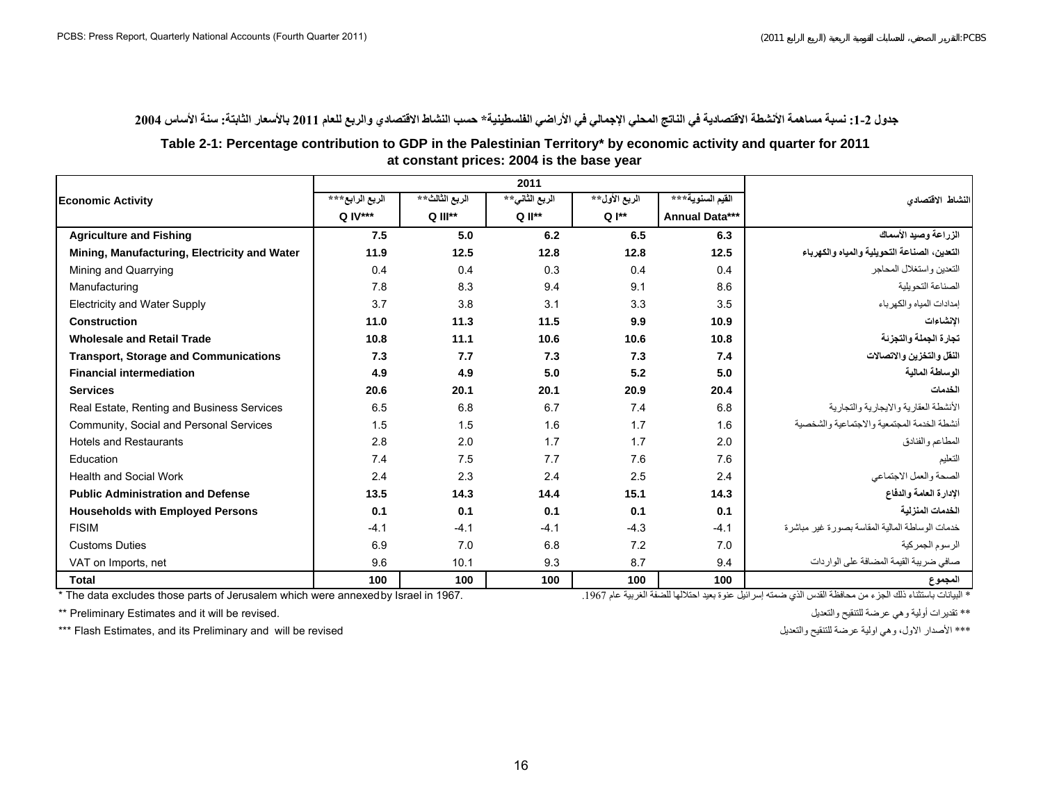جدول 2-1: نسبة مساهمة الأنشطة الاقتصادية في الناتج المحلي الإجمالي في الأراضي الفلسطينية* حسب النشاط الاقتصادي والربع للعام 2011 بالأسعار الثابتة: سنة الأساس 2004

**Table 2-1: Percentage contribution to GDP in the Palestinian Territory* by economic activity and quarter for 2011 at constant prices: 2004 is the base year**

| Economic Activity | 2011 | | | | | النشاط الاقتصادي |
|---|---|---|---|---|---|---|
| | الربع الرابع*** Q IV*** | الربع الثالث** Q III** | الربع الثاني** Q II** | الربع الأول** Q I** | القيم السنوية*** Annual Data*** | |
| **Agriculture and Fishing** | **7.5** | **5.0** | **6.2** | **6.5** | **6.3** | **الزراعة وصيد الأسماك** |
| **Mining, Manufacturing, Electricity and Water** | **11.9** | **12.5** | **12.8** | **12.8** | **12.5** | **التعدين، الصناعة التحويلية والمياه والكهرباء** |
| Mining and Quarrying | 0.4 | 0.4 | 0.3 | 0.4 | 0.4 | التعدين واستغلال المحاجر |
| Manufacturing | 7.8 | 8.3 | 9.4 | 9.1 | 8.6 | الصناعة التحويلية |
| Electricity and Water Supply | 3.7 | 3.8 | 3.1 | 3.3 | 3.5 | إمدادات المياه والكهرباء |
| **Construction** | **11.0** | **11.3** | **11.5** | **9.9** | **10.9** | **الإنشاءات** |
| **Wholesale and Retail Trade** | **10.8** | **11.1** | **10.6** | **10.6** | **10.8** | **تجارة الجملة والتجزئة** |
| **Transport, Storage and Communications** | **7.3** | **7.7** | **7.3** | **7.3** | **7.4** | **النقل والتخزين والاتصالات** |
| **Financial intermediation** | **4.9** | **4.9** | **5.0** | **5.2** | **5.0** | **الوساطة المالية** |
| **Services** | **20.6** | **20.1** | **20.1** | **20.9** | **20.4** | **الخدمات** |
| Real Estate, Renting and Business Services | 6.5 | 6.8 | 6.7 | 7.4 | 6.8 | الأنشطة العقارية والايجارية والتجارية |
| Community, Social and Personal Services | 1.5 | 1.5 | 1.6 | 1.7 | 1.6 | أنشطة الخدمة المجتمعية والاجتماعية والشخصية |
| Hotels and Restaurants | 2.8 | 2.0 | 1.7 | 1.7 | 2.0 | المطاعم والفنادق |
| Education | 7.4 | 7.5 | 7.7 | 7.6 | 7.6 | التعليم |
| Health and Social Work | 2.4 | 2.3 | 2.4 | 2.5 | 2.4 | الصحة والعمل الاجتماعي |
| **Public Administration and Defense** | **13.5** | **14.3** | **14.4** | **15.1** | **14.3** | **الإدارة العامة والدفاع** |
| **Households with Employed Persons** | **0.1** | **0.1** | **0.1** | **0.1** | **0.1** | **الخدمات المنزلية** |
| FISIM | -4.1 | -4.1 | -4.1 | -4.3 | -4.1 | خدمات الوساطة المالية المقاسة بصورة غير مباشرة |
| Customs Duties | 6.9 | 7.0 | 6.8 | 7.2 | 7.0 | الرسوم الجمركية |
| VAT on Imports, net | 9.6 | 10.1 | 9.3 | 8.7 | 9.4 | صافي ضريبة القيمة المضافة على الواردات |
| **Total** | **100** | **100** | **100** | **100** | **100** | **المجموع** |

* The data excludes those parts of Jerusalem which were annexed by Israel in 1967.

* البيانات باستثناء ذلك الجزء من محافظة القدس الذي ضمته إسرائيل عنوة بعيد احتلالها للضفة الغربية عام 1967.

** Preliminary Estimates and it will be revised.

** تقديرات أولية وهي عرضة للتنقيح والتعديل

*** Flash Estimates, and its Preliminary and will be revised

*** الأصدار الاول، وهي اولية عرضة للتنقيح والتعديل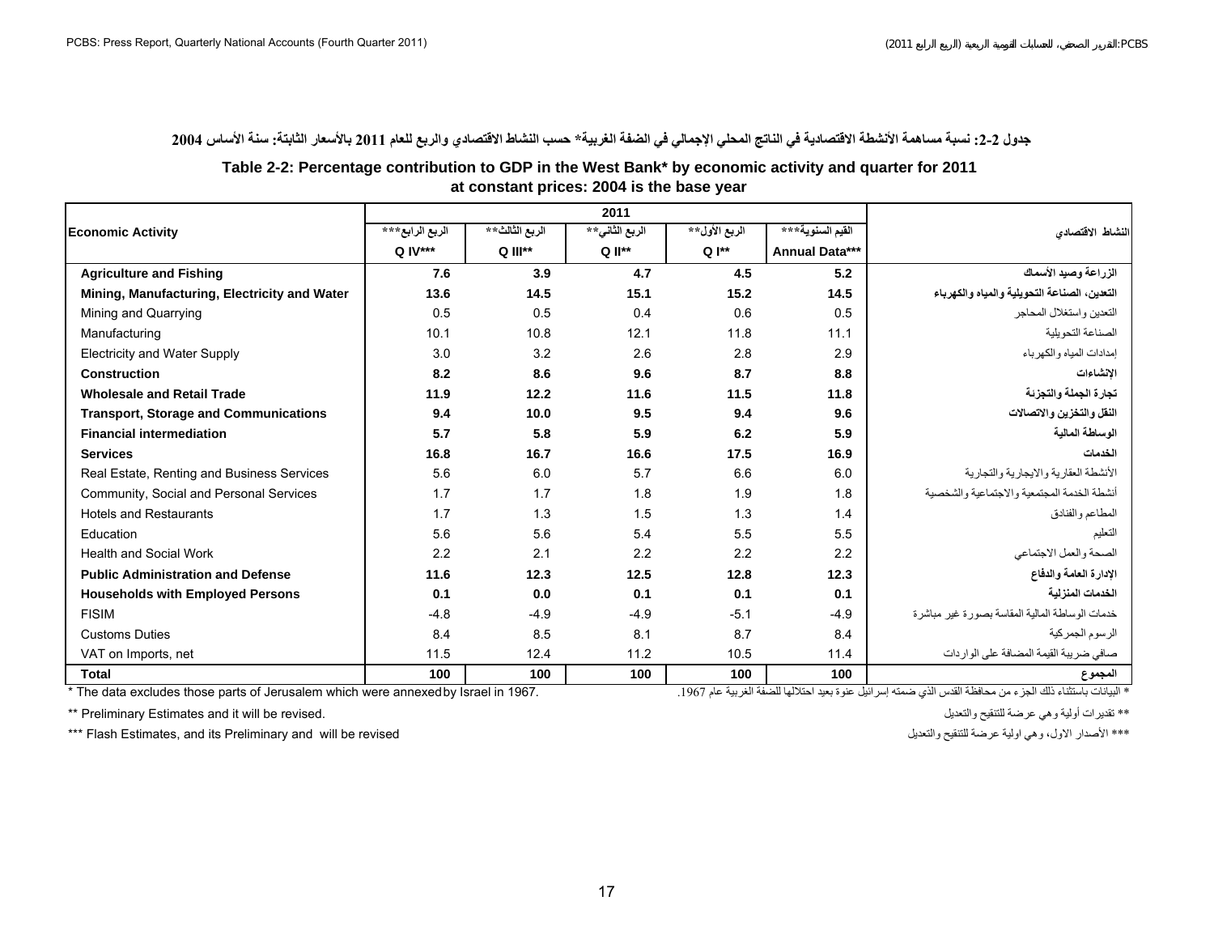**جدول 2-2: نسبة مساهمة الأنشطة الاقتصادية في الناتج المحلي الإجمالي في الضفة الغربية* حسب النشاط الاقتصادي والربع للعام 2011 بالأسعار الثابتة: سنة الأساس 2004**

**Table 2-2: Percentage contribution to GDP in the West Bank* by economic activity and quarter for 2011 at constant prices: 2004 is the base year**

| Economic Activity | 2011 | | | | | النشاط الاقتصادي |
|---|---|---|---|---|---|---|
| | الربع الرابع*** Q IV*** | الربع الثالث** Q III** | الربع الثاني** Q II** | الربع الأول** Q I** | القيم السنوية*** Annual Data*** | |
| **Agriculture and Fishing** | **7.6** | **3.9** | **4.7** | **4.5** | **5.2** | **الزراعة وصيد الأسماك** |
| **Mining, Manufacturing, Electricity and Water** | **13.6** | **14.5** | **15.1** | **15.2** | **14.5** | **التعدين، الصناعة التحويلية والمياه والكهرباء** |
| Mining and Quarrying | 0.5 | 0.5 | 0.4 | 0.6 | 0.5 | التعدين واستغلال المحاجر |
| Manufacturing | 10.1 | 10.8 | 12.1 | 11.8 | 11.1 | الصناعة التحويلية |
| Electricity and Water Supply | 3.0 | 3.2 | 2.6 | 2.8 | 2.9 | إمدادات المياه والكهرباء |
| **Construction** | **8.2** | **8.6** | **9.6** | **8.7** | **8.8** | **الإنشاءات** |
| **Wholesale and Retail Trade** | **11.9** | **12.2** | **11.6** | **11.5** | **11.8** | **تجارة الجملة والتجزئة** |
| **Transport, Storage and Communications** | **9.4** | **10.0** | **9.5** | **9.4** | **9.6** | **النقل والتخزين والاتصالات** |
| **Financial intermediation** | **5.7** | **5.8** | **5.9** | **6.2** | **5.9** | **الوساطة المالية** |
| **Services** | **16.8** | **16.7** | **16.6** | **17.5** | **16.9** | **الخدمات** |
| Real Estate, Renting and Business Services | 5.6 | 6.0 | 5.7 | 6.6 | 6.0 | الأنشطة العقارية والايجارية والتجارية |
| Community, Social and Personal Services | 1.7 | 1.7 | 1.8 | 1.9 | 1.8 | أنشطة الخدمة المجتمعية والاجتماعية والشخصية |
| Hotels and Restaurants | 1.7 | 1.3 | 1.5 | 1.3 | 1.4 | المطاعم والفنادق |
| Education | 5.6 | 5.6 | 5.4 | 5.5 | 5.5 | التعليم |
| Health and Social Work | 2.2 | 2.1 | 2.2 | 2.2 | 2.2 | الصحة والعمل الاجتماعي |
| **Public Administration and Defense** | **11.6** | **12.3** | **12.5** | **12.8** | **12.3** | **الإدارة العامة والدفاع** |
| **Households with Employed Persons** | **0.1** | **0.0** | **0.1** | **0.1** | **0.1** | **الخدمات المنزلية** |
| FISIM | -4.8 | -4.9 | -4.9 | -5.1 | -4.9 | خدمات الوساطة المالية المقاسة بصورة غير مباشرة |
| Customs Duties | 8.4 | 8.5 | 8.1 | 8.7 | 8.4 | الرسوم الجمركية |
| VAT on Imports, net | 11.5 | 12.4 | 11.2 | 10.5 | 11.4 | صافي ضريبة القيمة المضافة على الواردات |
| **Total** | **100** | **100** | **100** | **100** | **100** | **المجموع** |

* The data excludes those parts of Jerusalem which were annexed by Israel in 1967.

* البيانات باستثناء ذلك الجزء من محافظة القدس الذي ضمته إسرائيل عنوة بعيد احتلالها للضفة الغربية عام 1967.

** Preliminary Estimates and it will be revised.

** تقديرات أولية وهي عرضة للتنقيح والتعديل

*** Flash Estimates, and its Preliminary and will be revised

*** الأصدار الاول، وهي اولية عرضة للتنقيح والتعديل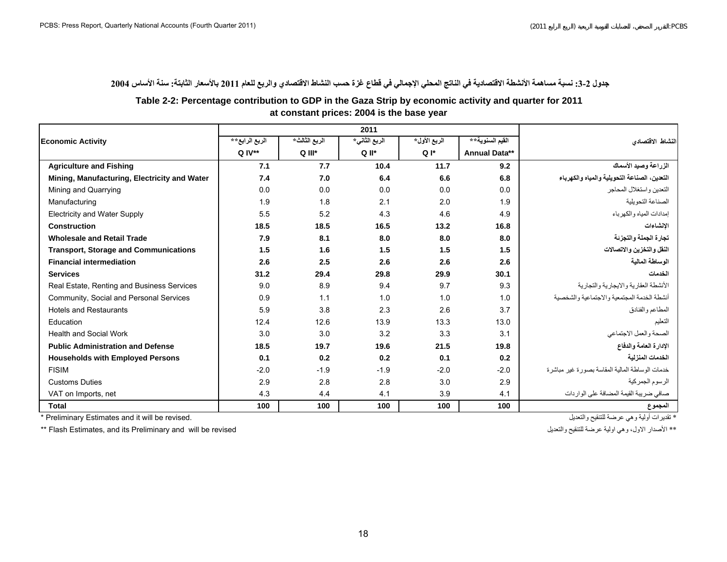**جدول 2-3: نسبة مساهمة الأنشطة الاقتصادية في الناتج المحلي الإجمالي في قطاع غزة حسب النشاط الاقتصادي والربع للعام 2011 بالأسعار الثابتة: سنة الأساس 2004**

**Table 2-2: Percentage contribution to GDP in the Gaza Strip by economic activity and quarter for 2011 at constant prices: 2004 is the base year**

| Economic Activity | 2011 | | | | | النشاط الاقتصادي |
|---|---|---|---|---|---|---|
| | الربع الرابع** Q IV** | الربع الثالث* Q III* | الربع الثاني* Q II* | الربع الأول* Q I* | القيم السنوية** Annual Data** | |
| **Agriculture and Fishing** | **7.1** | **7.7** | **10.4** | **11.7** | **9.2** | **الزراعة وصيد الأسماك** |
| **Mining, Manufacturing, Electricity and Water** | **7.4** | **7.0** | **6.4** | **6.6** | **6.8** | **التعدين، الصناعة التحويلية والمياه والكهرباء** |
| Mining and Quarrying | 0.0 | 0.0 | 0.0 | 0.0 | 0.0 | التعدين واستغلال المحاجر |
| Manufacturing | 1.9 | 1.8 | 2.1 | 2.0 | 1.9 | الصناعة التحويلية |
| Electricity and Water Supply | 5.5 | 5.2 | 4.3 | 4.6 | 4.9 | إمدادات المياه والكهرباء |
| **Construction** | **18.5** | **18.5** | **16.5** | **13.2** | **16.8** | **الإنشاءات** |
| **Wholesale and Retail Trade** | **7.9** | **8.1** | **8.0** | **8.0** | **8.0** | **تجارة الجملة والتجزئة** |
| **Transport, Storage and Communications** | **1.5** | **1.6** | **1.5** | **1.5** | **1.5** | **النقل والتخزين والاتصالات** |
| **Financial intermediation** | **2.6** | **2.5** | **2.6** | **2.6** | **2.6** | **الوساطة المالية** |
| **Services** | **31.2** | **29.4** | **29.8** | **29.9** | **30.1** | **الخدمات** |
| Real Estate, Renting and Business Services | 9.0 | 8.9 | 9.4 | 9.7 | 9.3 | الأنشطة العقارية والايجارية والتجارية |
| Community, Social and Personal Services | 0.9 | 1.1 | 1.0 | 1.0 | 1.0 | أنشطة الخدمة المجتمعية والاجتماعية والشخصية |
| Hotels and Restaurants | 5.9 | 3.8 | 2.3 | 2.6 | 3.7 | المطاعم والفنادق |
| Education | 12.4 | 12.6 | 13.9 | 13.3 | 13.0 | التعليم |
| Health and Social Work | 3.0 | 3.0 | 3.2 | 3.3 | 3.1 | الصحة والعمل الاجتماعي |
| **Public Administration and Defense** | **18.5** | **19.7** | **19.6** | **21.5** | **19.8** | **الإدارة العامة والدفاع** |
| **Households with Employed Persons** | **0.1** | **0.2** | **0.2** | **0.1** | **0.2** | **الخدمات المنزلية** |
| FISIM | -2.0 | -1.9 | -1.9 | -2.0 | -2.0 | خدمات الوساطة المالية المقاسة بصورة غير مباشرة |
| Customs Duties | 2.9 | 2.8 | 2.8 | 3.0 | 2.9 | الرسوم الجمركية |
| VAT on Imports, net | 4.3 | 4.4 | 4.1 | 3.9 | 4.1 | صافي ضريبة القيمة المضافة على الواردات |
| **Total** | **100** | **100** | **100** | **100** | **100** | **المجموع** |

* Preliminary Estimates and it will be revised.

* تقديرات أولية وهي عرضة للتنقيح والتعديل

** Flash Estimates, and its Preliminary and will be revised

** الأصدار الاول، وهي اولية عرضة للتنقيح والتعديل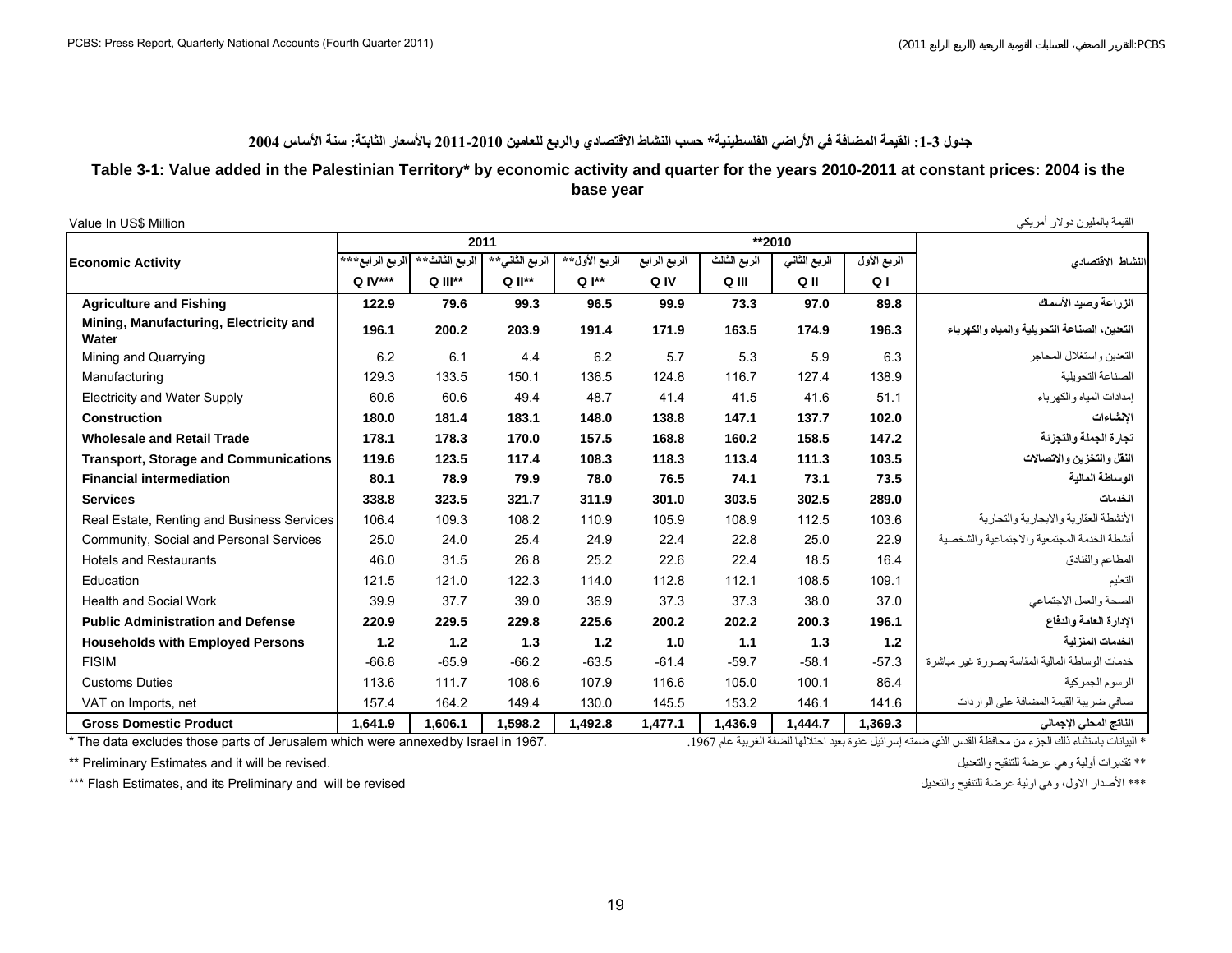**جدول 3-1: القيمة المضافة في الأراضي الفلسطينية* حسب النشاط الاقتصادي والربع للعامين 2010-2011 بالأسعار الثابتة: سنة الأساس 2004**

**Table 3-1: Value added in the Palestinian Territory* by economic activity and quarter for the years 2010-2011 at constant prices: 2004 is the base year**

Value In US$ Million — القيمة بالمليون دولار أمريكي

| Economic Activity | 2011 | | | | **2010 | | | | النشاط الاقتصادي |
|---|---|---|---|---|---|---|---|---|---|
| | الربع الرابع*** Q IV*** | الربع الثالث** Q III** | الربع الثاني** Q II** | الربع الأول** Q I** | الربع الرابع Q IV | الربع الثالث Q III | الربع الثاني Q II | الربع الأول Q I | |
| **Agriculture and Fishing** | **122.9** | **79.6** | **99.3** | **96.5** | **99.9** | **73.3** | **97.0** | **89.8** | **الزراعة وصيد الأسماك** |
| **Mining, Manufacturing, Electricity and Water** | **196.1** | **200.2** | **203.9** | **191.4** | **171.9** | **163.5** | **174.9** | **196.3** | **التعدين، الصناعة التحويلية والمياه والكهرباء** |
| Mining and Quarrying | 6.2 | 6.1 | 4.4 | 6.2 | 5.7 | 5.3 | 5.9 | 6.3 | التعدين واستغلال المحاجر |
| Manufacturing | 129.3 | 133.5 | 150.1 | 136.5 | 124.8 | 116.7 | 127.4 | 138.9 | الصناعة التحويلية |
| Electricity and Water Supply | 60.6 | 60.6 | 49.4 | 48.7 | 41.4 | 41.5 | 41.6 | 51.1 | إمدادات المياه والكهرباء |
| **Construction** | **180.0** | **181.4** | **183.1** | **148.0** | **138.8** | **147.1** | **137.7** | **102.0** | **الإنشاءات** |
| **Wholesale and Retail Trade** | **178.1** | **178.3** | **170.0** | **157.5** | **168.8** | **160.2** | **158.5** | **147.2** | **تجارة الجملة والتجزئة** |
| **Transport, Storage and Communications** | **119.6** | **123.5** | **117.4** | **108.3** | **118.3** | **113.4** | **111.3** | **103.5** | **النقل والتخزين والاتصالات** |
| **Financial intermediation** | **80.1** | **78.9** | **79.9** | **78.0** | **76.5** | **74.1** | **73.1** | **73.5** | **الوساطة المالية** |
| **Services** | **338.8** | **323.5** | **321.7** | **311.9** | **301.0** | **303.5** | **302.5** | **289.0** | **الخدمات** |
| Real Estate, Renting and Business Services | 106.4 | 109.3 | 108.2 | 110.9 | 105.9 | 108.9 | 112.5 | 103.6 | الأنشطة العقارية والايجارية والتجارية |
| Community, Social and Personal Services | 25.0 | 24.0 | 25.4 | 24.9 | 22.4 | 22.8 | 25.0 | 22.9 | أنشطة الخدمة المجتمعية والاجتماعية والشخصية |
| Hotels and Restaurants | 46.0 | 31.5 | 26.8 | 25.2 | 22.6 | 22.4 | 18.5 | 16.4 | المطاعم والفنادق |
| Education | 121.5 | 121.0 | 122.3 | 114.0 | 112.8 | 112.1 | 108.5 | 109.1 | التعليم |
| Health and Social Work | 39.9 | 37.7 | 39.0 | 36.9 | 37.3 | 37.3 | 38.0 | 37.0 | الصحة والعمل الاجتماعي |
| **Public Administration and Defense** | **220.9** | **229.5** | **229.8** | **225.6** | **200.2** | **202.2** | **200.3** | **196.1** | **الإدارة العامة والدفاع** |
| **Households with Employed Persons** | **1.2** | **1.2** | **1.3** | **1.2** | **1.0** | **1.1** | **1.3** | **1.2** | **الخدمات المنزلية** |
| FISIM | -66.8 | -65.9 | -66.2 | -63.5 | -61.4 | -59.7 | -58.1 | -57.3 | خدمات الوساطة المالية المقاسة بصورة غير مباشرة |
| Customs Duties | 113.6 | 111.7 | 108.6 | 107.9 | 116.6 | 105.0 | 100.1 | 86.4 | الرسوم الجمركية |
| VAT on Imports, net | 157.4 | 164.2 | 149.4 | 130.0 | 145.5 | 153.2 | 146.1 | 141.6 | صافي ضريبة القيمة المضافة على الواردات |
| **Gross Domestic Product** | **1,641.9** | **1,606.1** | **1,598.2** | **1,492.8** | **1,477.1** | **1,436.9** | **1,444.7** | **1,369.3** | **الناتج المحلي الإجمالي** |

* The data excludes those parts of Jerusalem which were annexed by Israel in 1967.

* البيانات باستثناء ذلك الجزء من محافظة القدس الذي ضمته إسرائيل عنوة بعيد احتلالها للضفة الغربية عام 1967.

** Preliminary Estimates and it will be revised.

** تقديرات أولية وهي عرضة للتنقيح والتعديل

*** Flash Estimates, and its Preliminary and will be revised

*** الأصدار الاول، وهي اولية عرضة للتنقيح والتعديل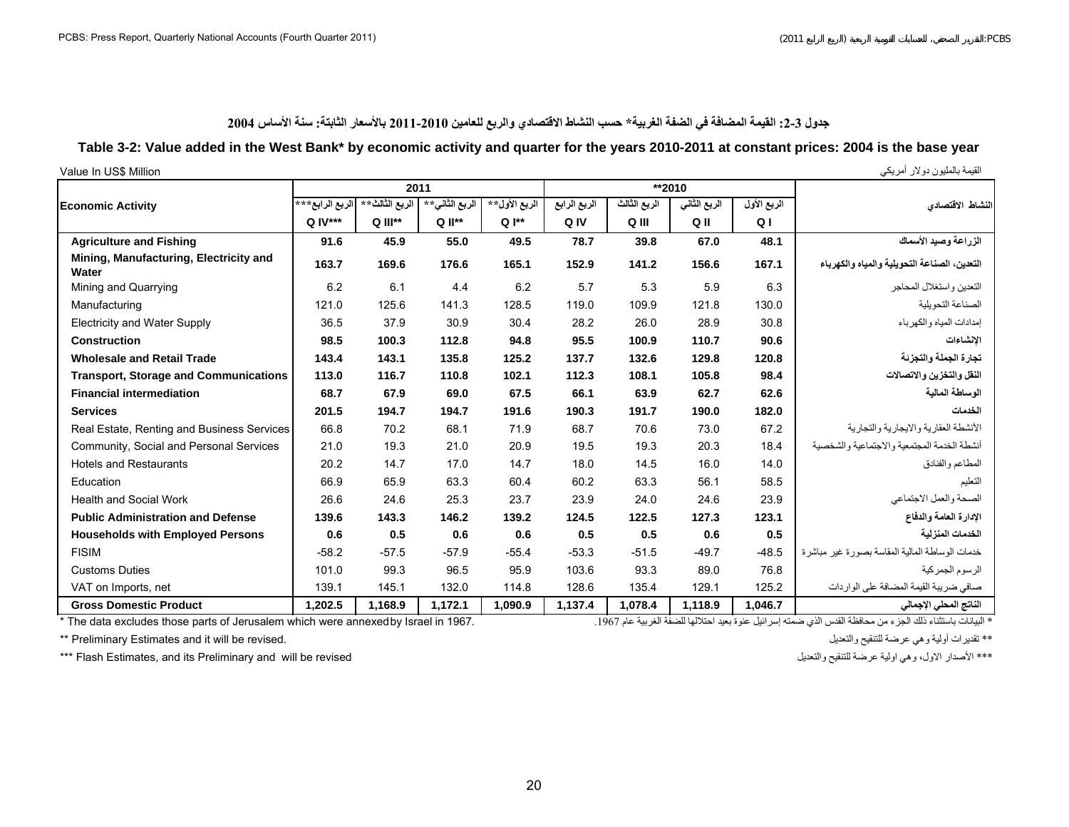## جدول 3-2: القيمة المضافة في الضفة الغربية* حسب النشاط الاقتصادي والربع للعامين 2010-2011 بالأسعار الثابتة: سنة الأساس 2004

## Table 3-2: Value added in the West Bank* by economic activity and quarter for the years 2010-2011 at constant prices: 2004 is the base year

Value In US$ Million | القيمة بالمليون دولار أمريكي

| Economic Activity | 2011 | | | | **2010 | | | | النشاط الاقتصادي |
|---|---|---|---|---|---|---|---|---|---|
| | الربع الرابع*** Q IV*** | الربع الثالث** Q III** | الربع الثاني** Q II** | الربع الأول** Q I** | الربع الرابع Q IV | الربع الثالث Q III | الربع الثاني Q II | الربع الأول Q I | |
| **Agriculture and Fishing** | **91.6** | **45.9** | **55.0** | **49.5** | **78.7** | **39.8** | **67.0** | **48.1** | **الزراعة وصيد الأسماك** |
| **Mining, Manufacturing, Electricity and Water** | **163.7** | **169.6** | **176.6** | **165.1** | **152.9** | **141.2** | **156.6** | **167.1** | **التعدين، الصناعة التحويلية والمياه والكهرباء** |
| Mining and Quarrying | 6.2 | 6.1 | 4.4 | 6.2 | 5.7 | 5.3 | 5.9 | 6.3 | التعدين واستغلال المحاجر |
| Manufacturing | 121.0 | 125.6 | 141.3 | 128.5 | 119.0 | 109.9 | 121.8 | 130.0 | الصناعة التحويلية |
| Electricity and Water Supply | 36.5 | 37.9 | 30.9 | 30.4 | 28.2 | 26.0 | 28.9 | 30.8 | إمدادات المياه والكهرباء |
| **Construction** | **98.5** | **100.3** | **112.8** | **94.8** | **95.5** | **100.9** | **110.7** | **90.6** | **الإنشاءات** |
| **Wholesale and Retail Trade** | **143.4** | **143.1** | **135.8** | **125.2** | **137.7** | **132.6** | **129.8** | **120.8** | **تجارة الجملة والتجزئة** |
| **Transport, Storage and Communications** | **113.0** | **116.7** | **110.8** | **102.1** | **112.3** | **108.1** | **105.8** | **98.4** | **النقل والتخزين والاتصالات** |
| **Financial intermediation** | **68.7** | **67.9** | **69.0** | **67.5** | **66.1** | **63.9** | **62.7** | **62.6** | **الوساطة المالية** |
| **Services** | **201.5** | **194.7** | **194.7** | **191.6** | **190.3** | **191.7** | **190.0** | **182.0** | **الخدمات** |
| Real Estate, Renting and Business Services | 66.8 | 70.2 | 68.1 | 71.9 | 68.7 | 70.6 | 73.0 | 67.2 | الأنشطة العقارية والايجارية والتجارية |
| Community, Social and Personal Services | 21.0 | 19.3 | 21.0 | 20.9 | 19.5 | 19.3 | 20.3 | 18.4 | أنشطة الخدمة المجتمعية والاجتماعية والشخصية |
| Hotels and Restaurants | 20.2 | 14.7 | 17.0 | 14.7 | 18.0 | 14.5 | 16.0 | 14.0 | المطاعم والفنادق |
| Education | 66.9 | 65.9 | 63.3 | 60.4 | 60.2 | 63.3 | 56.1 | 58.5 | التعليم |
| Health and Social Work | 26.6 | 24.6 | 25.3 | 23.7 | 23.9 | 24.0 | 24.6 | 23.9 | الصحة والعمل الاجتماعي |
| **Public Administration and Defense** | **139.6** | **143.3** | **146.2** | **139.2** | **124.5** | **122.5** | **127.3** | **123.1** | **الإدارة العامة والدفاع** |
| **Households with Employed Persons** | **0.6** | **0.5** | **0.6** | **0.6** | **0.5** | **0.5** | **0.6** | **0.5** | **الخدمات المنزلية** |
| FISIM | -58.2 | -57.5 | -57.9 | -55.4 | -53.3 | -51.5 | -49.7 | -48.5 | خدمات الوساطة المالية المقاسة بصورة غير مباشرة |
| Customs Duties | 101.0 | 99.3 | 96.5 | 95.9 | 103.6 | 93.3 | 89.0 | 76.8 | الرسوم الجمركية |
| VAT on Imports, net | 139.1 | 145.1 | 132.0 | 114.8 | 128.6 | 135.4 | 129.1 | 125.2 | صافي ضريبة القيمة المضافة على الواردات |
| **Gross Domestic Product** | **1,202.5** | **1,168.9** | **1,172.1** | **1,090.9** | **1,137.4** | **1,078.4** | **1,118.9** | **1,046.7** | **الناتج المحلي الإجمالي** |

* The data excludes those parts of Jerusalem which were annexed by Israel in 1967.

* البيانات باستثناء ذلك الجزء من محافظة القدس الذي ضمته إسرائيل عنوة بعيد احتلالها للضفة الغربية عام 1967.

** Preliminary Estimates and it will be revised.

** تقديرات أولية وهي عرضة للتنقيح والتعديل

*** Flash Estimates, and its Preliminary and will be revised

*** الأصدار الاول، وهي اولية عرضة للتنقيح والتعديل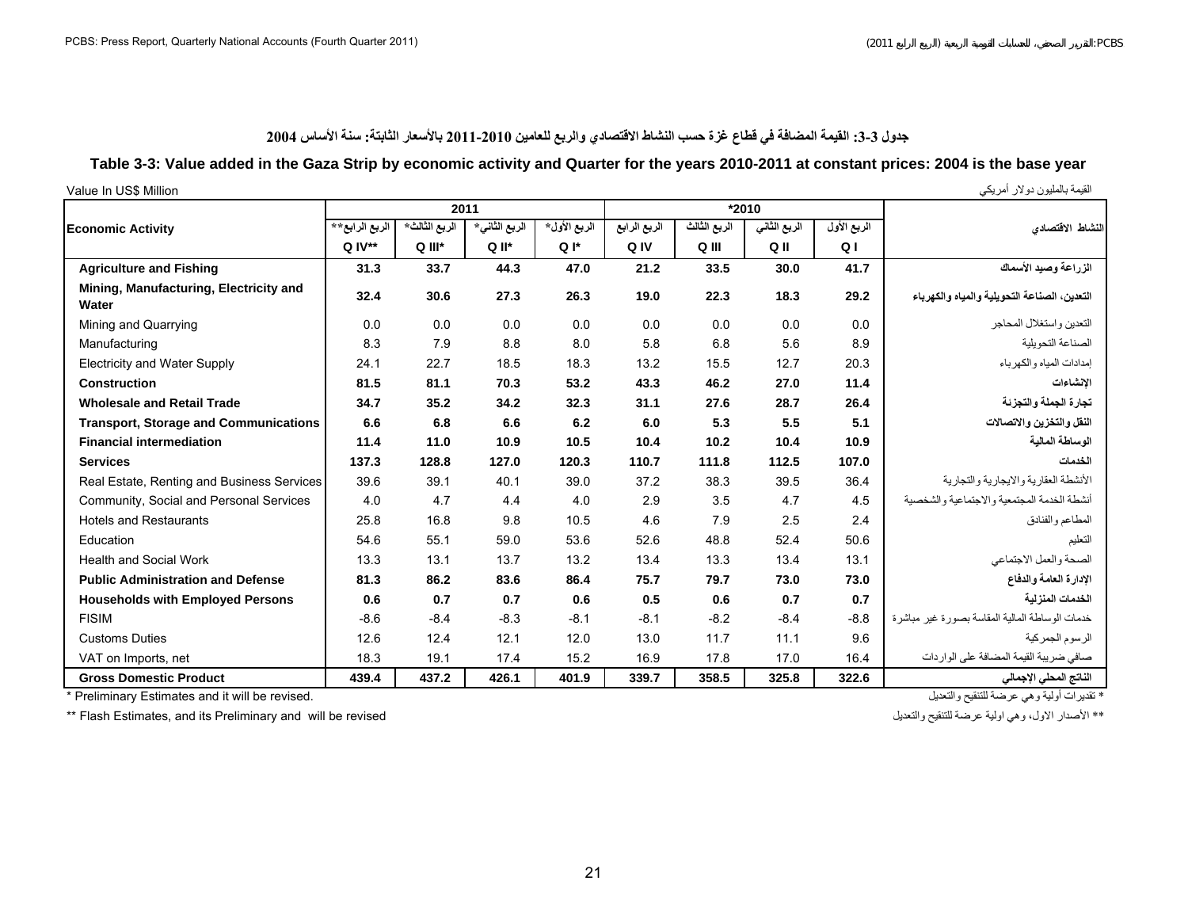جدول 3-3: القيمة المضافة في قطاع غزة حسب النشاط الاقتصادي والربع للعامين 2010-2011 بالأسعار الثابتة: سنة الأساس 2004

## Table 3-3: Value added in the Gaza Strip by economic activity and Quarter for the years 2010-2011 at constant prices: 2004 is the base year

Value In US$ Million | القيمة بالمليون دولار أمريكي

| Economic Activity | 2011 | | | | 2010* | | | | النشاط الاقتصادي |
|---|---|---|---|---|---|---|---|---|---|
| | الربع الرابع** Q IV** | الربع الثالث* Q III* | الربع الثاني* Q II* | الربع الأول* Q I* | الربع الرابع Q IV | الربع الثالث Q III | الربع الثاني Q II | الربع الأول Q I | |
| **Agriculture and Fishing** | **31.3** | **33.7** | **44.3** | **47.0** | **21.2** | **33.5** | **30.0** | **41.7** | **الزراعة وصيد الأسماك** |
| **Mining, Manufacturing, Electricity and Water** | **32.4** | **30.6** | **27.3** | **26.3** | **19.0** | **22.3** | **18.3** | **29.2** | **التعدين، الصناعة التحويلية والمياه والكهرباء** |
| Mining and Quarrying | 0.0 | 0.0 | 0.0 | 0.0 | 0.0 | 0.0 | 0.0 | 0.0 | التعدين واستغلال المحاجر |
| Manufacturing | 8.3 | 7.9 | 8.8 | 8.0 | 5.8 | 6.8 | 5.6 | 8.9 | الصناعة التحويلية |
| Electricity and Water Supply | 24.1 | 22.7 | 18.5 | 18.3 | 13.2 | 15.5 | 12.7 | 20.3 | إمدادات المياه والكهرباء |
| **Construction** | **81.5** | **81.1** | **70.3** | **53.2** | **43.3** | **46.2** | **27.0** | **11.4** | **الإنشاءات** |
| **Wholesale and Retail Trade** | **34.7** | **35.2** | **34.2** | **32.3** | **31.1** | **27.6** | **28.7** | **26.4** | **تجارة الجملة والتجزئة** |
| **Transport, Storage and Communications** | **6.6** | **6.8** | **6.6** | **6.2** | **6.0** | **5.3** | **5.5** | **5.1** | **النقل والتخزين والاتصالات** |
| **Financial intermediation** | **11.4** | **11.0** | **10.9** | **10.5** | **10.4** | **10.2** | **10.4** | **10.9** | **الوساطة المالية** |
| **Services** | **137.3** | **128.8** | **127.0** | **120.3** | **110.7** | **111.8** | **112.5** | **107.0** | **الخدمات** |
| Real Estate, Renting and Business Services | 39.6 | 39.1 | 40.1 | 39.0 | 37.2 | 38.3 | 39.5 | 36.4 | الأنشطة العقارية والايجارية والتجارية |
| Community, Social and Personal Services | 4.0 | 4.7 | 4.4 | 4.0 | 2.9 | 3.5 | 4.7 | 4.5 | أنشطة الخدمة المجتمعية والاجتماعية والشخصية |
| Hotels and Restaurants | 25.8 | 16.8 | 9.8 | 10.5 | 4.6 | 7.9 | 2.5 | 2.4 | المطاعم والفنادق |
| Education | 54.6 | 55.1 | 59.0 | 53.6 | 52.6 | 48.8 | 52.4 | 50.6 | التعليم |
| Health and Social Work | 13.3 | 13.1 | 13.7 | 13.2 | 13.4 | 13.3 | 13.4 | 13.1 | الصحة والعمل الاجتماعي |
| **Public Administration and Defense** | **81.3** | **86.2** | **83.6** | **86.4** | **75.7** | **79.7** | **73.0** | **73.0** | **الادارة العامة والدفاع** |
| **Households with Employed Persons** | **0.6** | **0.7** | **0.7** | **0.6** | **0.5** | **0.6** | **0.7** | **0.7** | **الخدمات المنزلية** |
| FISIM | -8.6 | -8.4 | -8.3 | -8.1 | -8.1 | -8.2 | -8.4 | -8.8 | خدمات الوساطة المالية المقاسة بصورة غير مباشرة |
| Customs Duties | 12.6 | 12.4 | 12.1 | 12.0 | 13.0 | 11.7 | 11.1 | 9.6 | الرسوم الجمركية |
| VAT on Imports, net | 18.3 | 19.1 | 17.4 | 15.2 | 16.9 | 17.8 | 17.0 | 16.4 | صافي ضريبة القيمة المضافة على الواردات |
| **Gross Domestic Product** | **439.4** | **437.2** | **426.1** | **401.9** | **339.7** | **358.5** | **325.8** | **322.6** | **الناتج المحلي الإجمالي** |

\* Preliminary Estimates and it will be revised. | * تقديرات أولية وهي عرضة للتنقيح والتعديل

\** Flash Estimates, and its Preliminary and will be revised | ** الأصدار الاول، وهي اولية عرضة للتنقيح والتعديل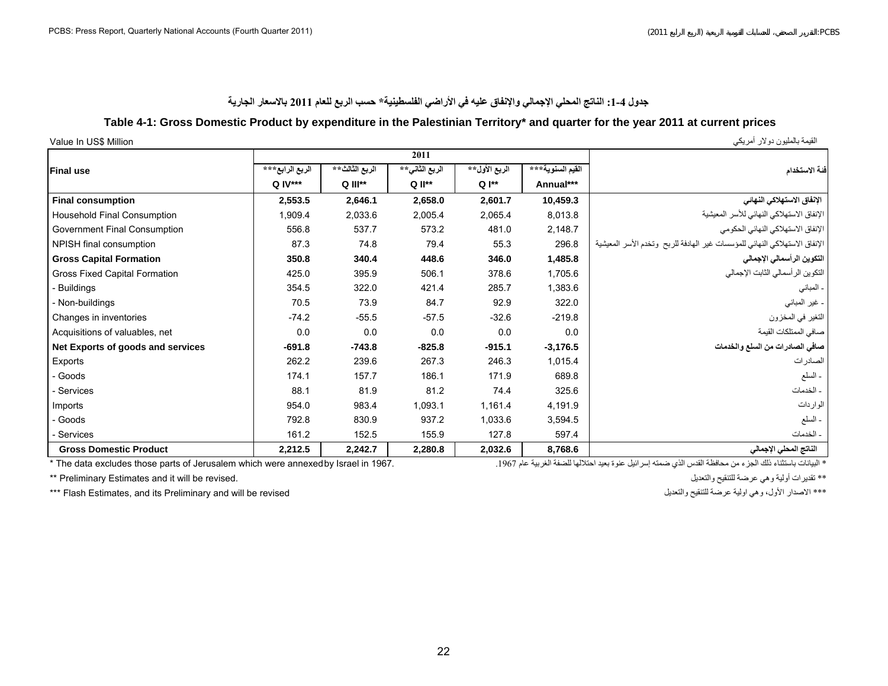# جدول 4-1: الناتج المحلي الإجمالي والإنفاق عليه في الأراضي الفلسطينية* حسب الربع للعام 2011 بالاسعار الجارية

## Table 4-1: Gross Domestic Product by expenditure in the Palestinian Territory* and quarter for the year 2011 at current prices

Value In US$ Million — القيمة بالمليون دولار أمريكي

| Final use | 2011 | | | | | فئة الاستخدام |
|---|---|---|---|---|---|---|
| | الربع الرابع*** Q IV*** | الربع الثالث** Q III** | الربع الثاني** Q II** | الربع الأول** Q I** | القيم السنوية*** Annual*** | |
| **Final consumption** | **2,553.5** | **2,646.1** | **2,658.0** | **2,601.7** | **10,459.3** | **الإنفاق الاستهلاكي النهائي** |
| Household Final Consumption | 1,909.4 | 2,033.6 | 2,005.4 | 2,065.4 | 8,013.8 | الإنفاق الاستهلاكي النهائي للأسر المعيشية |
| Government Final Consumption | 556.8 | 537.7 | 573.2 | 481.0 | 2,148.7 | الإنفاق الاستهلاكي النهائي الحكومي |
| NPISH final consumption | 87.3 | 74.8 | 79.4 | 55.3 | 296.8 | الإنفاق الاستهلاكي النهائي للمؤسسات غير الهادفة للربح وتخدم الأسر المعيشية |
| **Gross Capital Formation** | **350.8** | **340.4** | **448.6** | **346.0** | **1,485.8** | **التكوين الرأسمالي الإجمالي** |
| Gross Fixed Capital Formation | 425.0 | 395.9 | 506.1 | 378.6 | 1,705.6 | التكوين الرأسمالي الثابت الإجمالي |
| - Buildings | 354.5 | 322.0 | 421.4 | 285.7 | 1,383.6 | - المباني |
| - Non-buildings | 70.5 | 73.9 | 84.7 | 92.9 | 322.0 | - غير المباني |
| Changes in inventories | -74.2 | -55.5 | -57.5 | -32.6 | -219.8 | التغير في المخزون |
| Acquisitions of valuables, net | 0.0 | 0.0 | 0.0 | 0.0 | 0.0 | صافي الممتلكات القيمة |
| **Net Exports of goods and services** | **-691.8** | **-743.8** | **-825.8** | **-915.1** | **-3,176.5** | **صافي الصادرات من السلع والخدمات** |
| Exports | 262.2 | 239.6 | 267.3 | 246.3 | 1,015.4 | الصادرات |
| - Goods | 174.1 | 157.7 | 186.1 | 171.9 | 689.8 | - السلع |
| - Services | 88.1 | 81.9 | 81.2 | 74.4 | 325.6 | - الخدمات |
| Imports | 954.0 | 983.4 | 1,093.1 | 1,161.4 | 4,191.9 | الواردات |
| - Goods | 792.8 | 830.9 | 937.2 | 1,033.6 | 3,594.5 | - السلع |
| - Services | 161.2 | 152.5 | 155.9 | 127.8 | 597.4 | - الخدمات |
| **Gross Domestic Product** | **2,212.5** | **2,242.7** | **2,280.8** | **2,032.6** | **8,768.6** | **الناتج المحلي الإجمالي** |

* The data excludes those parts of Jerusalem which were annexed by Israel in 1967.

* البيانات باستثناء ذلك الجزء من محافظة القدس الذي ضمته إسرائيل عنوة بعيد احتلالها للضفة الغربية عام 1967.

** Preliminary Estimates and it will be revised.

** تقديرات أولية وهي عرضة للتنقيح والتعديل

*** Flash Estimates, and its Preliminary and will be revised

*** الاصدار الأول، وهي اولية عرضة للتنقيح والتعديل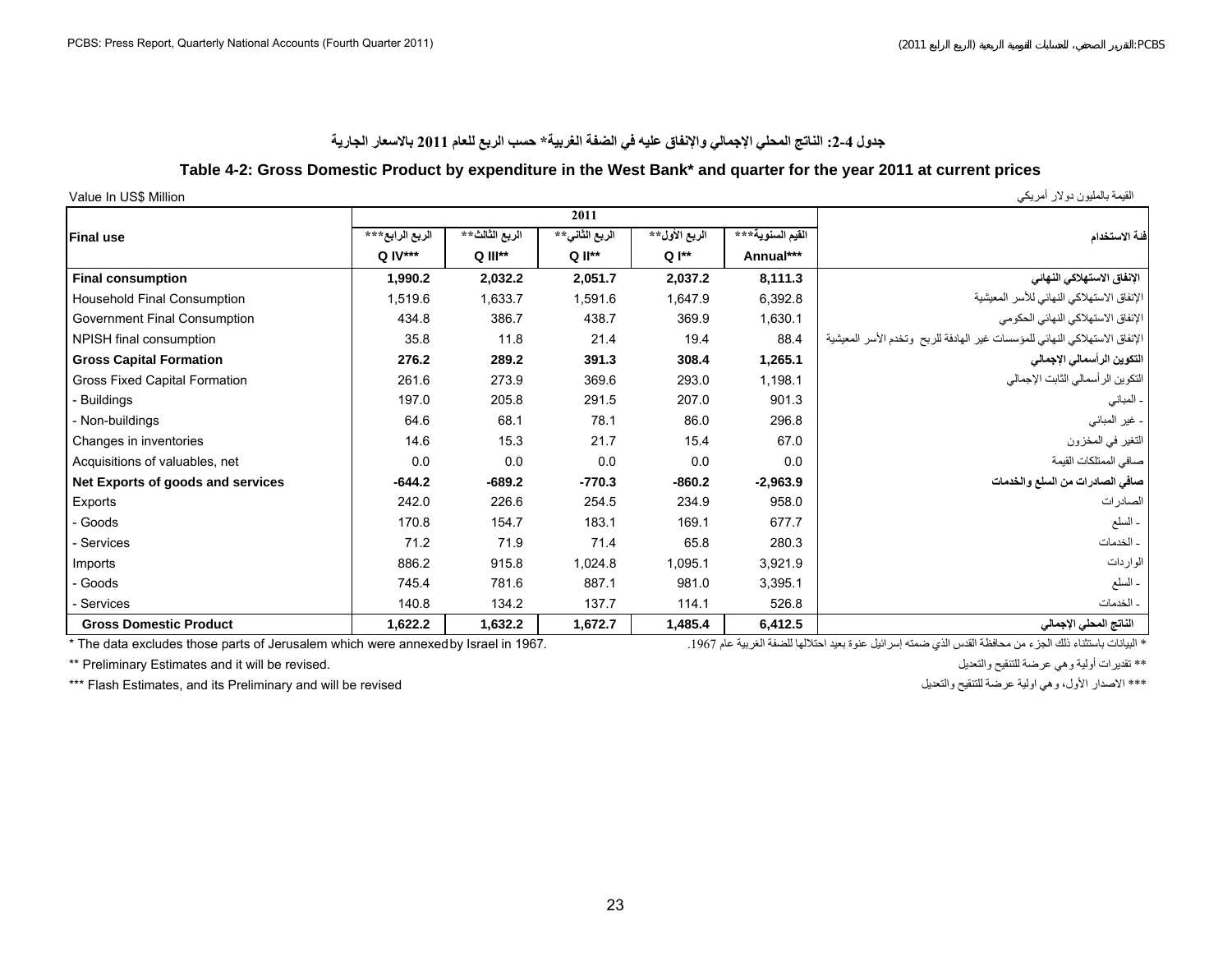# جدول 4-2: الناتج المحلي الإجمالي والإنفاق عليه في الضفة الغربية* حسب الربع للعام 2011 بالاسعار الجارية

## Table 4-2: Gross Domestic Product by expenditure in the West Bank* and quarter for the year 2011 at current prices

Value In US$ Million | القيمة بالمليون دولار أمريكي

| Final use | 2011 | | | | | فئة الاستخدام |
|---|---|---|---|---|---|---|
| | الربع الرابع*** Q IV*** | الربع الثالث** Q III** | الربع الثاني** Q II** | الربع الأول** Q I** | القيم السنوية*** Annual*** | |
| **Final consumption** | **1,990.2** | **2,032.2** | **2,051.7** | **2,037.2** | **8,111.3** | **الإنفاق الاستهلاكي النهائي** |
| Household Final Consumption | 1,519.6 | 1,633.7 | 1,591.6 | 1,647.9 | 6,392.8 | الإنفاق الاستهلاكي النهائي للأسر المعيشية |
| Government Final Consumption | 434.8 | 386.7 | 438.7 | 369.9 | 1,630.1 | الإنفاق الاستهلاكي النهائي الحكومي |
| NPISH final consumption | 35.8 | 11.8 | 21.4 | 19.4 | 88.4 | الإنفاق الاستهلاكي النهائي للمؤسسات غير الهادفة للربح وتخدم الأسر المعيشية |
| **Gross Capital Formation** | **276.2** | **289.2** | **391.3** | **308.4** | **1,265.1** | **التكوين الرأسمالي الإجمالي** |
| Gross Fixed Capital Formation | 261.6 | 273.9 | 369.6 | 293.0 | 1,198.1 | التكوين الرأسمالي الثابت الإجمالي |
| - Buildings | 197.0 | 205.8 | 291.5 | 207.0 | 901.3 | - المباني |
| - Non-buildings | 64.6 | 68.1 | 78.1 | 86.0 | 296.8 | - غير المباني |
| Changes in inventories | 14.6 | 15.3 | 21.7 | 15.4 | 67.0 | التغير في المخزون |
| Acquisitions of valuables, net | 0.0 | 0.0 | 0.0 | 0.0 | 0.0 | صافي الممتلكات القيمة |
| **Net Exports of goods and services** | **-644.2** | **-689.2** | **-770.3** | **-860.2** | **-2,963.9** | **صافي الصادرات من السلع والخدمات** |
| Exports | 242.0 | 226.6 | 254.5 | 234.9 | 958.0 | الصادرات |
| - Goods | 170.8 | 154.7 | 183.1 | 169.1 | 677.7 | - السلع |
| - Services | 71.2 | 71.9 | 71.4 | 65.8 | 280.3 | - الخدمات |
| Imports | 886.2 | 915.8 | 1,024.8 | 1,095.1 | 3,921.9 | الواردات |
| - Goods | 745.4 | 781.6 | 887.1 | 981.0 | 3,395.1 | - السلع |
| - Services | 140.8 | 134.2 | 137.7 | 114.1 | 526.8 | - الخدمات |
| **Gross Domestic Product** | **1,622.2** | **1,632.2** | **1,672.7** | **1,485.4** | **6,412.5** | **الناتج المحلي الإجمالي** |

* The data excludes those parts of Jerusalem which were annexed by Israel in 1967.

* البيانات باستثناء ذلك الجزء من محافظة القدس الذي ضمته إسرائيل عنوة بعيد احتلالها للضفة الغربية عام 1967.

** Preliminary Estimates and it will be revised.

** تقديرات أولية وهي عرضة للتنقيح والتعديل

*** Flash Estimates, and its Preliminary and will be revised

*** الاصدار الأول، وهي اولية عرضة للتنقيح والتعديل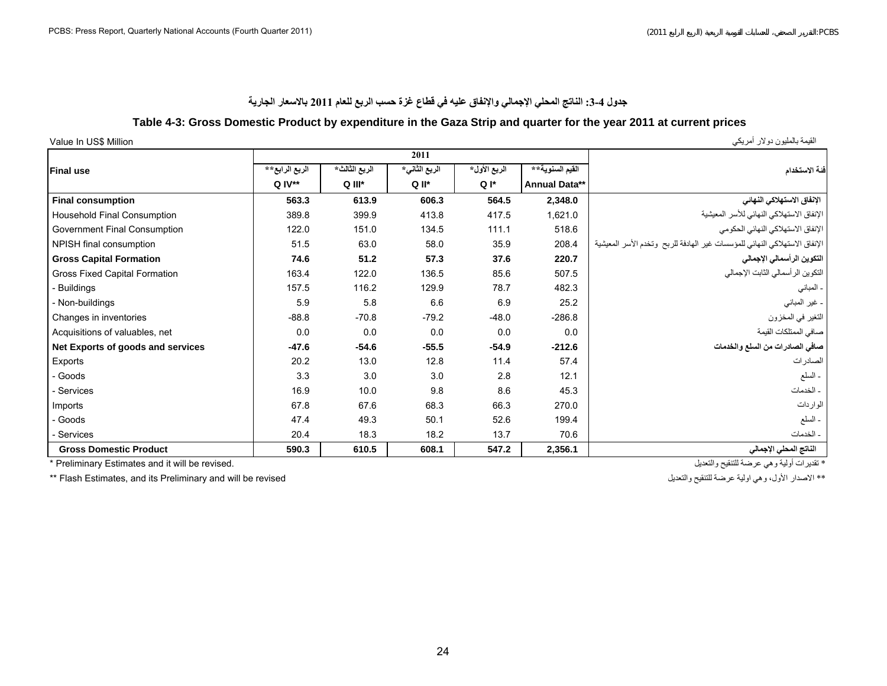# جدول 4-3: الناتج المحلي الإجمالي والإنفاق عليه في قطاع غزة حسب الربع للعام 2011 بالاسعار الجارية

## Table 4-3: Gross Domestic Product by expenditure in the Gaza Strip and quarter for the year 2011 at current prices

Value In US$ Million | القيمة بالمليون دولار أمريكي

| Final use | 2011 | | | | | فئة الاستخدام |
|---|---|---|---|---|---|---|
| | الربع الرابع** Q IV** | الربع الثالث* Q III* | الربع الثاني* Q II* | الربع الأول* Q I* | القيم السنوية** Annual Data** | |
| **Final consumption** | **563.3** | **613.9** | **606.3** | **564.5** | **2,348.0** | **الإنفاق الاستهلاكي النهائي** |
| Household Final Consumption | 389.8 | 399.9 | 413.8 | 417.5 | 1,621.0 | الإنفاق الاستهلاكي النهائي للأسر المعيشية |
| Government Final Consumption | 122.0 | 151.0 | 134.5 | 111.1 | 518.6 | الإنفاق الاستهلاكي النهائي الحكومي |
| NPISH final consumption | 51.5 | 63.0 | 58.0 | 35.9 | 208.4 | الإنفاق الاستهلاكي النهائي للمؤسسات غير الهادفة للربح وتخدم الأسر المعيشية |
| **Gross Capital Formation** | **74.6** | **51.2** | **57.3** | **37.6** | **220.7** | **التكوين الرأسمالي الإجمالي** |
| Gross Fixed Capital Formation | 163.4 | 122.0 | 136.5 | 85.6 | 507.5 | التكوين الرأسمالي الثابت الإجمالي |
| - Buildings | 157.5 | 116.2 | 129.9 | 78.7 | 482.3 | - المباني |
| - Non-buildings | 5.9 | 5.8 | 6.6 | 6.9 | 25.2 | - غير المباني |
| Changes in inventories | -88.8 | -70.8 | -79.2 | -48.0 | -286.8 | التغير في المخزون |
| Acquisitions of valuables, net | 0.0 | 0.0 | 0.0 | 0.0 | 0.0 | صافي الممتلكات القيمة |
| **Net Exports of goods and services** | **-47.6** | **-54.6** | **-55.5** | **-54.9** | **-212.6** | **صافي الصادرات من السلع والخدمات** |
| Exports | 20.2 | 13.0 | 12.8 | 11.4 | 57.4 | الصادرات |
| - Goods | 3.3 | 3.0 | 3.0 | 2.8 | 12.1 | - السلع |
| - Services | 16.9 | 10.0 | 9.8 | 8.6 | 45.3 | - الخدمات |
| Imports | 67.8 | 67.6 | 68.3 | 66.3 | 270.0 | الواردات |
| - Goods | 47.4 | 49.3 | 50.1 | 52.6 | 199.4 | - السلع |
| - Services | 20.4 | 18.3 | 18.2 | 13.7 | 70.6 | - الخدمات |
| **Gross Domestic Product** | **590.3** | **610.5** | **608.1** | **547.2** | **2,356.1** | **الناتج المحلي الإجمالي** |

* Preliminary Estimates and it will be revised. | * تقديرات أولية وهي عرضة للتنقيح والتعديل

** Flash Estimates, and its Preliminary and will be revised | ** الاصدار الأول، وهي اولية عرضة للتنقيح والتعديل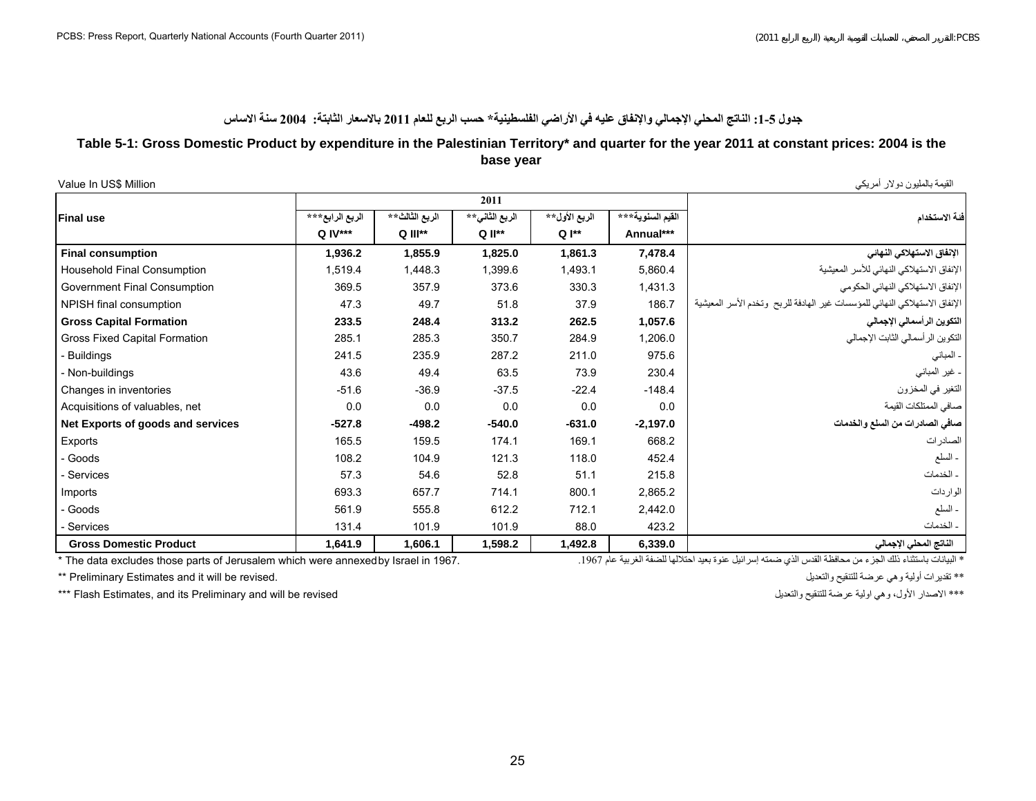## جدول 5-1: الناتج المحلي الإجمالي والإنفاق عليه في الأراضي الفلسطينية* حسب الربع للعام 2011 بالاسعار الثابتة: 2004 سنة الاساس

## Table 5-1: Gross Domestic Product by expenditure in the Palestinian Territory* and quarter for the year 2011 at constant prices: 2004 is the base year

Value In US$ Million | القيمة بالمليون دولار أمريكي

| Final use | 2011 | | | | | فئة الاستخدام |
|---|---|---|---|---|---|---|
| | الربع الرابع*** Q IV*** | الربع الثالث** Q III** | الربع الثاني** Q II** | الربع الأول** Q I** | القيم السنوية*** Annual*** | |
| **Final consumption** | **1,936.2** | **1,855.9** | **1,825.0** | **1,861.3** | **7,478.4** | **الإنفاق الاستهلاكي النهائي** |
| Household Final Consumption | 1,519.4 | 1,448.3 | 1,399.6 | 1,493.1 | 5,860.4 | الإنفاق الاستهلاكي النهائي للأسر المعيشية |
| Government Final Consumption | 369.5 | 357.9 | 373.6 | 330.3 | 1,431.3 | الإنفاق الاستهلاكي النهائي الحكومي |
| NPISH final consumption | 47.3 | 49.7 | 51.8 | 37.9 | 186.7 | الإنفاق الاستهلاكي النهائي للمؤسسات غير الهادفة للربح وتخدم الأسر المعيشية |
| **Gross Capital Formation** | **233.5** | **248.4** | **313.2** | **262.5** | **1,057.6** | **التكوين الرأسمالي الإجمالي** |
| Gross Fixed Capital Formation | 285.1 | 285.3 | 350.7 | 284.9 | 1,206.0 | التكوين الرأسمالي الثابت الإجمالي |
| - Buildings | 241.5 | 235.9 | 287.2 | 211.0 | 975.6 | - المباني |
| - Non-buildings | 43.6 | 49.4 | 63.5 | 73.9 | 230.4 | - غير المباني |
| Changes in inventories | -51.6 | -36.9 | -37.5 | -22.4 | -148.4 | التغير في المخزون |
| Acquisitions of valuables, net | 0.0 | 0.0 | 0.0 | 0.0 | 0.0 | صافي الممتلكات القيمة |
| **Net Exports of goods and services** | **-527.8** | **-498.2** | **-540.0** | **-631.0** | **-2,197.0** | **صافي الصادرات من السلع والخدمات** |
| Exports | 165.5 | 159.5 | 174.1 | 169.1 | 668.2 | الصادرات |
| - Goods | 108.2 | 104.9 | 121.3 | 118.0 | 452.4 | - السلع |
| - Services | 57.3 | 54.6 | 52.8 | 51.1 | 215.8 | - الخدمات |
| Imports | 693.3 | 657.7 | 714.1 | 800.1 | 2,865.2 | الواردات |
| - Goods | 561.9 | 555.8 | 612.2 | 712.1 | 2,442.0 | - السلع |
| - Services | 131.4 | 101.9 | 101.9 | 88.0 | 423.2 | - الخدمات |
| **Gross Domestic Product** | **1,641.9** | **1,606.1** | **1,598.2** | **1,492.8** | **6,339.0** | **الناتج المحلي الإجمالي** |

* The data excludes those parts of Jerusalem which were annexed by Israel in 1967.

* البيانات باستثناء ذلك الجزء من محافظة القدس الذي ضمته إسرائيل عنوة بعيد احتلالها للضفة الغربية عام 1967.

** Preliminary Estimates and it will be revised.

** تقديرات أولية وهي عرضة للتنقيح والتعديل

*** Flash Estimates, and its Preliminary and will be revised

*** الاصدار الأول، وهي اولية عرضة للتنقيح والتعديل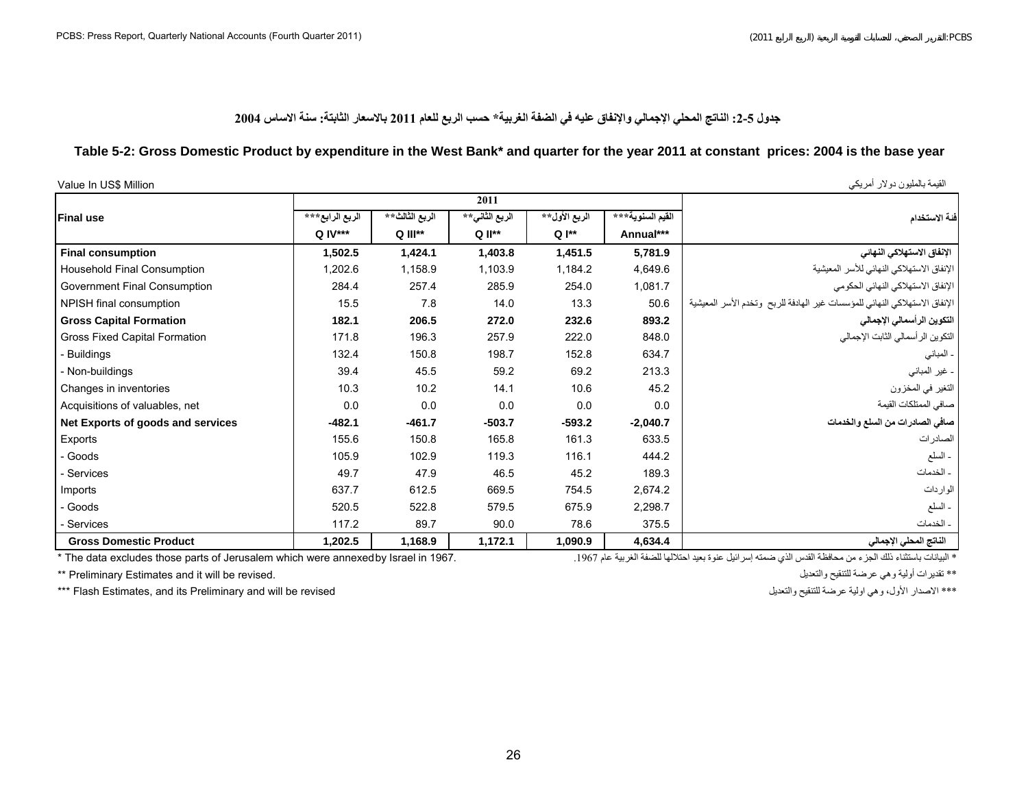## جدول 5-2: الناتج المحلي الإجمالي والإنفاق عليه في الضفة الغربية* حسب الربع للعام 2011 بالاسعار الثابتة: سنة الاساس 2004

## Table 5-2: Gross Domestic Product by expenditure in the West Bank* and quarter for the year 2011 at constant prices: 2004 is the base year

Value In US$ Million — القيمة بالمليون دولار أمريكي

| Final use | 2011 | | | | | فئة الاستخدام |
|---|---|---|---|---|---|---|
| | الربع الرابع*** Q IV*** | الربع الثالث** Q III** | الربع الثاني** Q II** | الربع الأول** Q I** | القيم السنوية*** Annual*** | |
| **Final consumption** | **1,502.5** | **1,424.1** | **1,403.8** | **1,451.5** | **5,781.9** | **الإنفاق الاستهلاكي النهائي** |
| Household Final Consumption | 1,202.6 | 1,158.9 | 1,103.9 | 1,184.2 | 4,649.6 | الإنفاق الاستهلاكي النهائي للأسر المعيشية |
| Government Final Consumption | 284.4 | 257.4 | 285.9 | 254.0 | 1,081.7 | الإنفاق الاستهلاكي النهائي الحكومي |
| NPISH final consumption | 15.5 | 7.8 | 14.0 | 13.3 | 50.6 | الإنفاق الاستهلاكي النهائي للمؤسسات غير الهادفة للربح وتخدم الأسر المعيشية |
| **Gross Capital Formation** | **182.1** | **206.5** | **272.0** | **232.6** | **893.2** | **التكوين الرأسمالي الإجمالي** |
| Gross Fixed Capital Formation | 171.8 | 196.3 | 257.9 | 222.0 | 848.0 | التكوين الرأسمالي الثابت الإجمالي |
| - Buildings | 132.4 | 150.8 | 198.7 | 152.8 | 634.7 | - المباني |
| - Non-buildings | 39.4 | 45.5 | 59.2 | 69.2 | 213.3 | - غير المباني |
| Changes in inventories | 10.3 | 10.2 | 14.1 | 10.6 | 45.2 | التغير في المخزون |
| Acquisitions of valuables, net | 0.0 | 0.0 | 0.0 | 0.0 | 0.0 | صافي الممتلكات القيمة |
| **Net Exports of goods and services** | **-482.1** | **-461.7** | **-503.7** | **-593.2** | **-2,040.7** | **صافي الصادرات من السلع والخدمات** |
| Exports | 155.6 | 150.8 | 165.8 | 161.3 | 633.5 | الصادرات |
| - Goods | 105.9 | 102.9 | 119.3 | 116.1 | 444.2 | - السلع |
| - Services | 49.7 | 47.9 | 46.5 | 45.2 | 189.3 | - الخدمات |
| Imports | 637.7 | 612.5 | 669.5 | 754.5 | 2,674.2 | الواردات |
| - Goods | 520.5 | 522.8 | 579.5 | 675.9 | 2,298.7 | - السلع |
| - Services | 117.2 | 89.7 | 90.0 | 78.6 | 375.5 | - الخدمات |
| **Gross Domestic Product** | **1,202.5** | **1,168.9** | **1,172.1** | **1,090.9** | **4,634.4** | **الناتج المحلي الإجمالي** |

\* The data excludes those parts of Jerusalem which were annexed by Israel in 1967.

\* البيانات باستثناء ذلك الجزء من محافظة القدس الذي ضمته إسرائيل عنوة بعيد احتلالها للضفة الغربية عام 1967.

\*\* Preliminary Estimates and it will be revised.

\*\* تقديرات أولية وهي عرضة للتنقيح والتعديل

\*\*\* Flash Estimates, and its Preliminary and will be revised

\*\*\* الاصدار الأول، وهي اولية عرضة للتنقيح والتعديل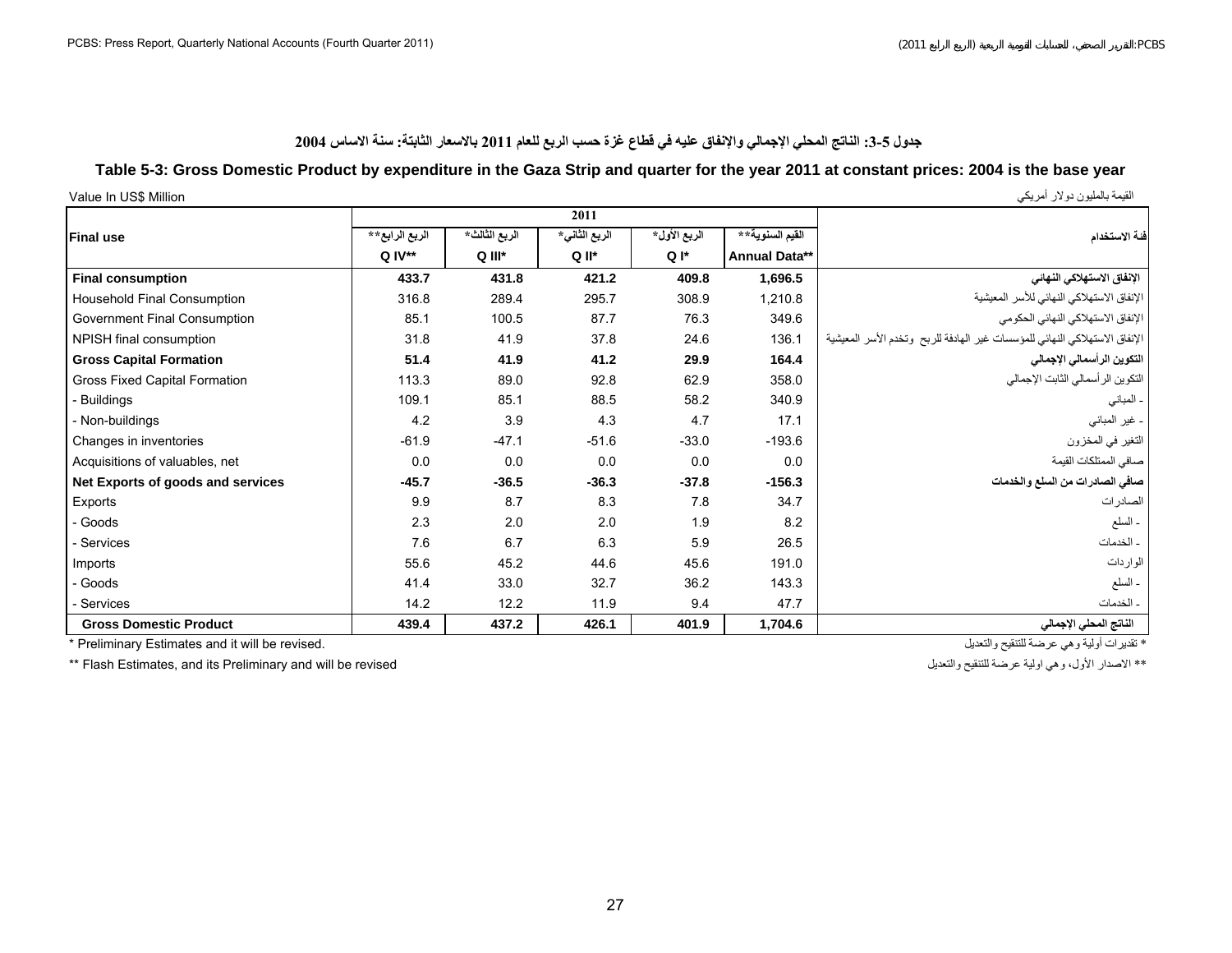## جدول 5-3: الناتج المحلي الإجمالي والإنفاق عليه في قطاع غزة حسب الربع للعام 2011 بالاسعار الثابتة: سنة الاساس 2004

## Table 5-3: Gross Domestic Product by expenditure in the Gaza Strip and quarter for the year 2011 at constant prices: 2004 is the base year

Value In US$ Million | القيمة بالمليون دولار أمريكي

| Final use | 2011 | | | | | فئة الاستخدام |
|---|---|---|---|---|---|---|
| | الربع الرابع** Q IV** | الربع الثالث* Q III* | الربع الثاني* Q II* | الربع الأول* Q I* | القيم السنوية** Annual Data** | |
| **Final consumption** | **433.7** | **431.8** | **421.2** | **409.8** | **1,696.5** | **الإنفاق الاستهلاكي النهائي** |
| Household Final Consumption | 316.8 | 289.4 | 295.7 | 308.9 | 1,210.8 | الإنفاق الاستهلاكي النهائي للأسر المعيشية |
| Government Final Consumption | 85.1 | 100.5 | 87.7 | 76.3 | 349.6 | الإنفاق الاستهلاكي النهائي الحكومي |
| NPISH final consumption | 31.8 | 41.9 | 37.8 | 24.6 | 136.1 | الإنفاق الاستهلاكي النهائي للمؤسسات غير الهادفة للربح وتخدم الأسر المعيشية |
| **Gross Capital Formation** | **51.4** | **41.9** | **41.2** | **29.9** | **164.4** | **التكوين الرأسمالي الإجمالي** |
| Gross Fixed Capital Formation | 113.3 | 89.0 | 92.8 | 62.9 | 358.0 | التكوين الرأسمالي الثابت الإجمالي |
| - Buildings | 109.1 | 85.1 | 88.5 | 58.2 | 340.9 | - المباني |
| - Non-buildings | 4.2 | 3.9 | 4.3 | 4.7 | 17.1 | - غير المباني |
| Changes in inventories | -61.9 | -47.1 | -51.6 | -33.0 | -193.6 | التغير في المخزون |
| Acquisitions of valuables, net | 0.0 | 0.0 | 0.0 | 0.0 | 0.0 | صافي الممتلكات القيمة |
| **Net Exports of goods and services** | **-45.7** | **-36.5** | **-36.3** | **-37.8** | **-156.3** | **صافي الصادرات من السلع والخدمات** |
| Exports | 9.9 | 8.7 | 8.3 | 7.8 | 34.7 | الصادرات |
| - Goods | 2.3 | 2.0 | 2.0 | 1.9 | 8.2 | - السلع |
| - Services | 7.6 | 6.7 | 6.3 | 5.9 | 26.5 | - الخدمات |
| Imports | 55.6 | 45.2 | 44.6 | 45.6 | 191.0 | الواردات |
| - Goods | 41.4 | 33.0 | 32.7 | 36.2 | 143.3 | - السلع |
| - Services | 14.2 | 12.2 | 11.9 | 9.4 | 47.7 | - الخدمات |
| **Gross Domestic Product** | **439.4** | **437.2** | **426.1** | **401.9** | **1,704.6** | **الناتج المحلي الإجمالي** |

* Preliminary Estimates and it will be revised. | * تقديرات أولية وهي عرضة للتنقيح والتعديل

** Flash Estimates, and its Preliminary and will be revised | ** الاصدار الأول، وهي اولية عرضة للتنقيح والتعديل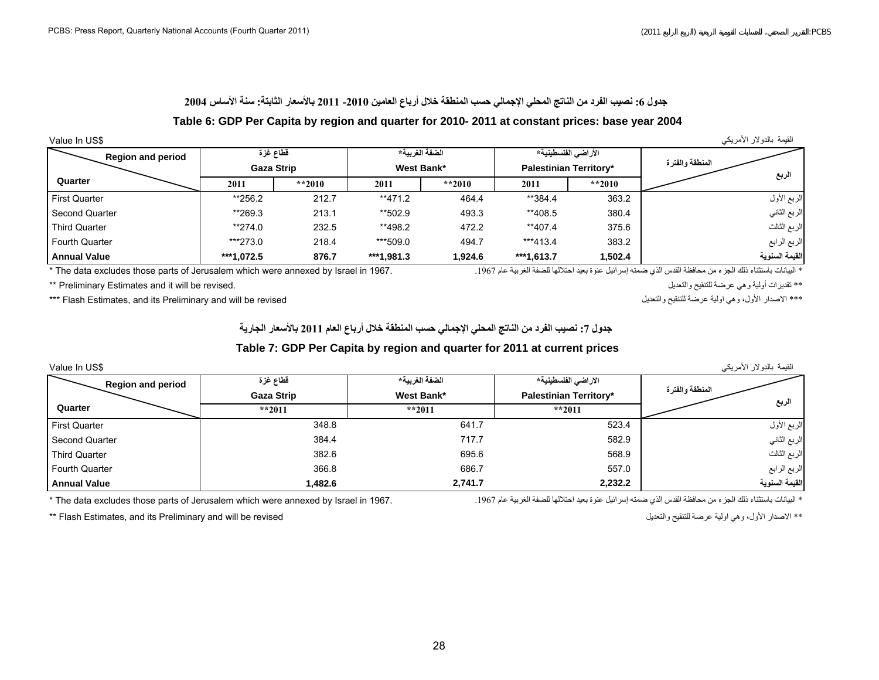### جدول 6: نصيب الفرد من الناتج المحلي الإجمالي حسب المنطقة خلال أرباع العامين 2010- 2011 بالأسعار الثابتة: سنة الأساس 2004

### Table 6: GDP Per Capita by region and quarter for 2010- 2011 at constant prices: base year 2004

Value In US$ — القيمة بالدولار الأمريكي

| Region and period / Quarter | قطاع غزة Gaza Strip | | الضفة الغربية* West Bank* | | الأراضي الفلسطينية* Palestinian Territory* | | المنطقة والفترة / الربع |
|---|---|---|---|---|---|---|---|
| | 2011 | **2010 | 2011 | **2010 | 2011 | **2010 | |
| First Quarter | **256.2 | 212.7 | **471.2 | 464.4 | **384.4 | 363.2 | الربع الأول |
| Second Quarter | **269.3 | 213.1 | **502.9 | 493.3 | **408.5 | 380.4 | الربع الثاني |
| Third Quarter | **274.0 | 232.5 | **498.2 | 472.2 | **407.4 | 375.6 | الربع الثالث |
| Fourth Quarter | ***273.0 | 218.4 | ***509.0 | 494.7 | ***413.4 | 383.2 | الربع الرابع |
| **Annual Value** | **\*\*\*1,072.5** | **876.7** | **\*\*\*1,981.3** | **1,924.6** | **\*\*\*1,613.7** | **1,502.4** | **القيمة السنوية** |

* The data excludes those parts of Jerusalem which were annexed by Israel in 1967. — * البيانات باستثناء ذلك الجزء من محافظة القدس الذي ضمته إسرائيل عنوة بعيد احتلالها للضفة الغربية عام 1967.

** Preliminary Estimates and it will be revised. — ** تقديرات أولية وهي عرضة للتنقيح والتعديل

*** Flash Estimates, and its Preliminary and will be revised — *** الاصدار الأول، وهي اولية عرضة للتنقيح والتعديل

### جدول 7: نصيب الفرد من الناتج المحلي الإجمالي حسب المنطقة خلال أرباع العام 2011 بالأسعار الجارية

### Table 7: GDP Per Capita by region and quarter for 2011 at current prices

Value In US$ — القيمة بالدولار الأمريكي

| Region and period / Quarter | قطاع غزة Gaza Strip | الضفة الغربية* West Bank* | الاراضي الفلسطينية* Palestinian Territory* | المنطقة والفترة / الربع |
|---|---|---|---|---|
| | **2011 | **2011 | **2011 | |
| First Quarter | 348.8 | 641.7 | 523.4 | الربع الأول |
| Second Quarter | 384.4 | 717.7 | 582.9 | الربع الثاني |
| Third Quarter | 382.6 | 695.6 | 568.9 | الربع الثالث |
| Fourth Quarter | 366.8 | 686.7 | 557.0 | الربع الرابع |
| **Annual Value** | **1,482.6** | **2,741.7** | **2,232.2** | **القيمة السنوية** |

* The data excludes those parts of Jerusalem which were annexed by Israel in 1967. — * البيانات باستثناء ذلك الجزء من محافظة القدس الذي ضمته إسرائيل عنوة بعيد احتلالها للضفة الغربية عام 1967.

** Flash Estimates, and its Preliminary and will be revised — ** الاصدار الأول، وهي اولية عرضة للتنقيح والتعديل